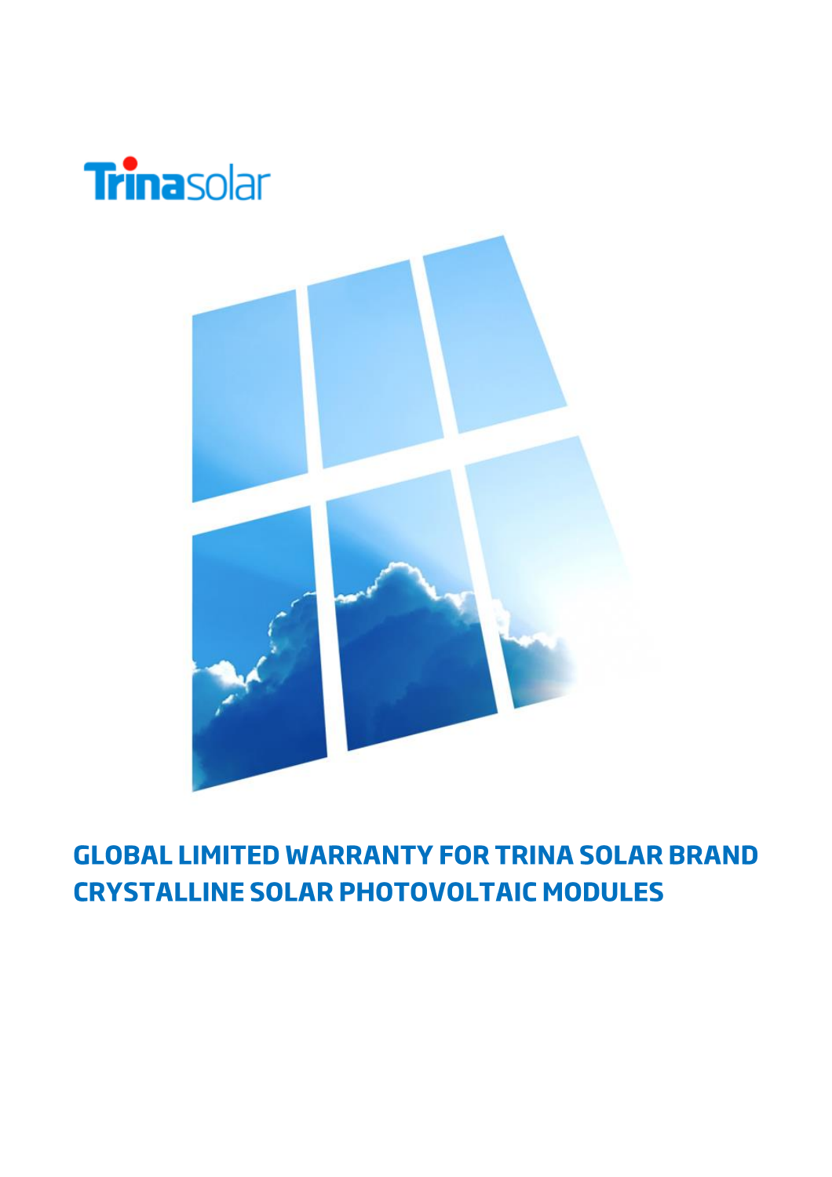Trinasolar

# GLOBAL LIMITED WARRANTY FOR TRINA SOLAR BRAND CRYSTALLINE SOLAR PHOTOVOLTAIC MODULES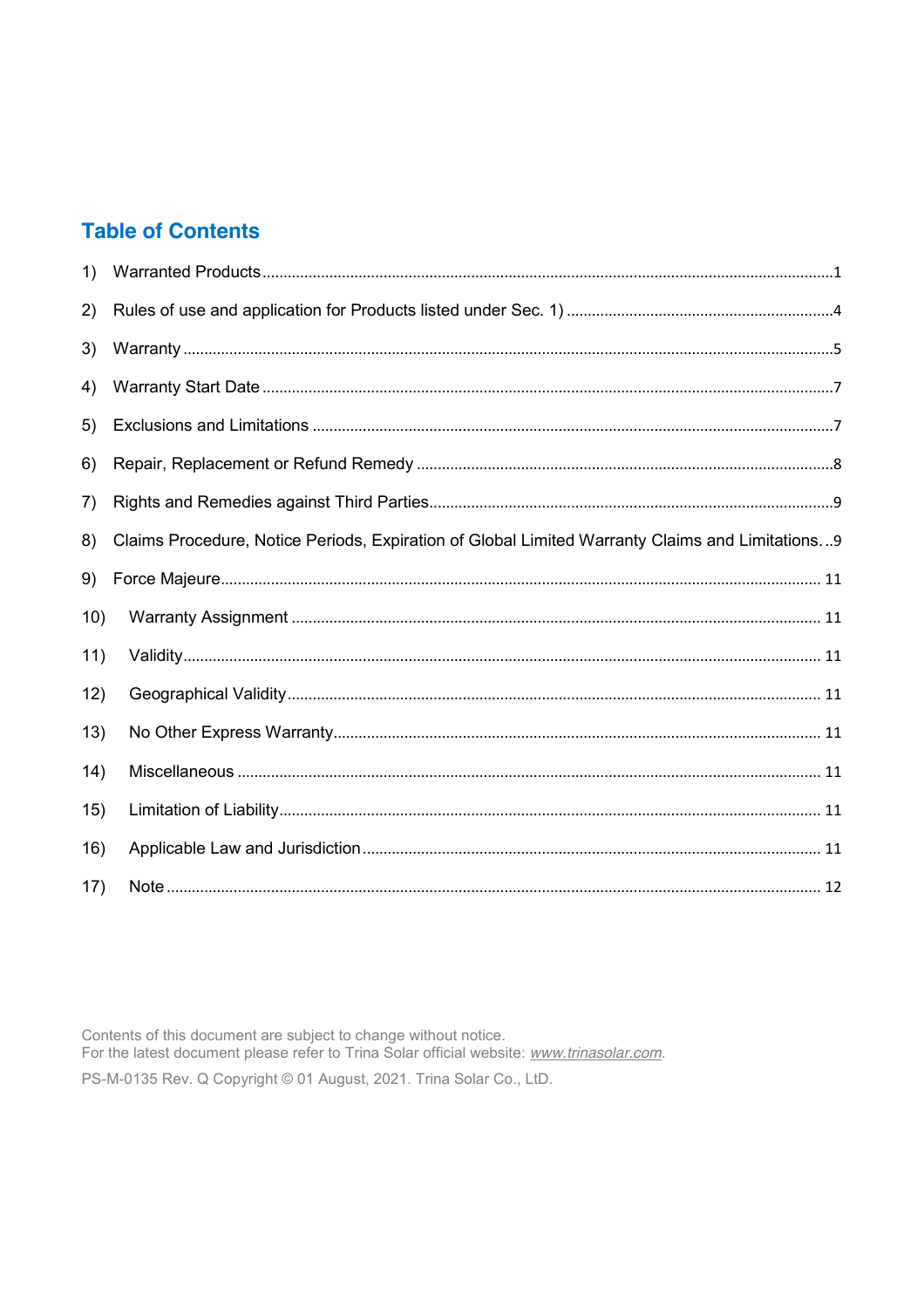## Table of Contents

1) Warranted Products ........................................ 1
2) Rules of use and application for Products listed under Sec. 1) ........................................ 4
3) Warranty ........................................ 5
4) Warranty Start Date ........................................ 7
5) Exclusions and Limitations ........................................ 7
6) Repair, Replacement or Refund Remedy ........................................ 8
7) Rights and Remedies against Third Parties ........................................ 9
8) Claims Procedure, Notice Periods, Expiration of Global Limited Warranty Claims and Limitations ........................................ 9
9) Force Majeure ........................................ 11
10) Warranty Assignment ........................................ 11
11) Validity ........................................ 11
12) Geographical Validity ........................................ 11
13) No Other Express Warranty ........................................ 11
14) Miscellaneous ........................................ 11
15) Limitation of Liability ........................................ 11
16) Applicable Law and Jurisdiction ........................................ 11
17) Note ........................................ 12

Contents of this document are subject to change without notice.
For the latest document please refer to Trina Solar official website: *www.trinasolar.com*.

PS-M-0135 Rev. Q Copyright © 01 August, 2021. Trina Solar Co., LtD.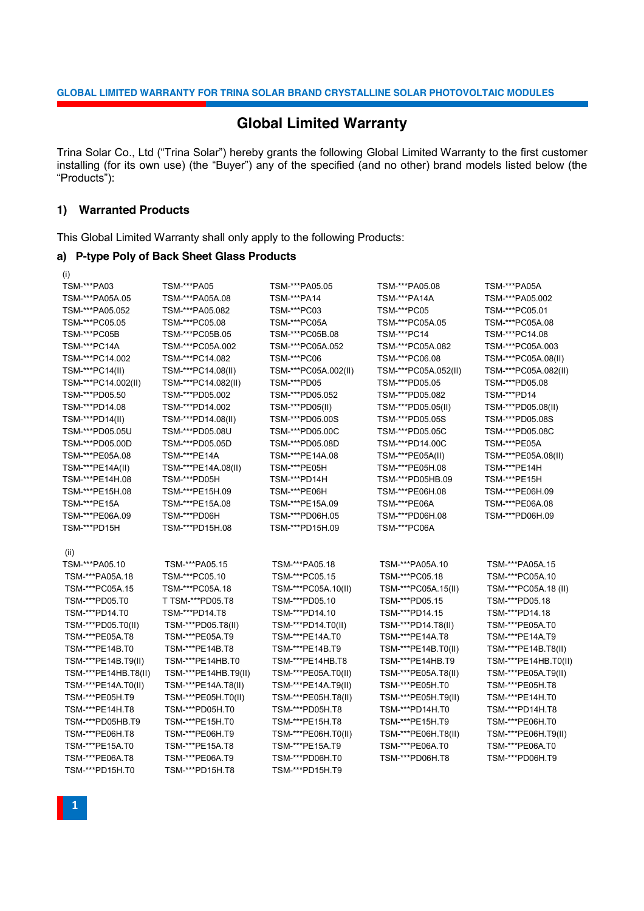# Global Limited Warranty

Trina Solar Co., Ltd ("Trina Solar") hereby grants the following Global Limited Warranty to the first customer installing (for its own use) (the "Buyer") any of the specified (and no other) brand models listed below (the "Products"):

## 1) Warranted Products

This Global Limited Warranty shall only apply to the following Products:

### a) P-type Poly of Back Sheet Glass Products

(i)

| | | | | |
|---|---|---|---|---|
| TSM-***PA03 | TSM-***PA05 | TSM-***PA05.05 | TSM-***PA05.08 | TSM-***PA05A |
| TSM-***PA05A.05 | TSM-***PA05A.08 | TSM-***PA14 | TSM-***PA14A | TSM-***PA05.002 |
| TSM-***PA05.052 | TSM-***PA05.082 | TSM-***PC03 | TSM-***PC05 | TSM-***PC05.01 |
| TSM-***PC05.05 | TSM-***PC05.08 | TSM-***PC05A | TSM-***PC05A.05 | TSM-***PC05A.08 |
| TSM-***PC05B | TSM-***PC05B.05 | TSM-***PC05B.08 | TSM-***PC14 | TSM-***PC14.08 |
| TSM-***PC14A | TSM-***PC05A.002 | TSM-***PC05A.052 | TSM-***PC05A.082 | TSM-***PC05A.003 |
| TSM-***PC14.002 | TSM-***PC14.082 | TSM-***PC06 | TSM-***PC06.08 | TSM-***PC05A.08(II) |
| TSM-***PC14(II) | TSM-***PC14.08(II) | TSM-***PC05A.002(II) | TSM-***PC05A.052(II) | TSM-***PC05A.082(II) |
| TSM-***PC14.002(II) | TSM-***PC14.082(II) | TSM-***PD05 | TSM-***PD05.05 | TSM-***PD05.08 |
| TSM-***PD05.50 | TSM-***PD05.002 | TSM-***PD05.052 | TSM-***PD05.082 | TSM-***PD14 |
| TSM-***PD14.08 | TSM-***PD14.002 | TSM-***PD05(II) | TSM-***PD05.05(II) | TSM-***PD05.08(II) |
| TSM-***PD14(II) | TSM-***PD14.08(II) | TSM-***PD05.00S | TSM-***PD05.05S | TSM-***PD05.08S |
| TSM-***PD05.05U | TSM-***PD05.08U | TSM-***PD05.00C | TSM-***PD05.05C | TSM-***PD05.08C |
| TSM-***PD05.00D | TSM-***PD05.05D | TSM-***PD05.08D | TSM-***PD14.00C | TSM-***PE05A |
| TSM-***PE05A.08 | TSM-***PE14A | TSM-***PE14A.08 | TSM-***PE05A(II) | TSM-***PE05A.08(II) |
| TSM-***PE14A(II) | TSM-***PE14A.08(II) | TSM-***PE05H | TSM-***PE05H.08 | TSM-***PE14H |
| TSM-***PE14H.08 | TSM-***PD05H | TSM-***PD14H | TSM-***PD05HB.09 | TSM-***PE15H |
| TSM-***PE15H.08 | TSM-***PE15H.09 | TSM-***PE06H | TSM-***PE06H.08 | TSM-***PE06H.09 |
| TSM-***PE15A | TSM-***PE15A.08 | TSM-***PE15A.09 | TSM-***PE06A | TSM-***PE06A.08 |
| TSM-***PE06A.09 | TSM-***PD06H | TSM-***PD06H.05 | TSM-***PD06H.08 | TSM-***PD06H.09 |
| TSM-***PD15H | TSM-***PD15H.08 | TSM-***PD15H.09 | TSM-***PC06A | |

(ii)

| | | | | |
|---|---|---|---|---|
| TSM-***PA05.10 | TSM-***PA05.15 | TSM-***PA05.18 | TSM-***PA05A.10 | TSM-***PA05A.15 |
| TSM-***PA05A.18 | TSM-***PC05.10 | TSM-***PC05.15 | TSM-***PC05.18 | TSM-***PC05A.10 |
| TSM-***PC05A.15 | TSM-***PC05A.18 | TSM-***PC05A.10(II) | TSM-***PC05A.15(II) | TSM-***PC05A.18 (II) |
| TSM-***PD05.T0 | T TSM-***PD05.T8 | TSM-***PD05.10 | TSM-***PD05.15 | TSM-***PD05.18 |
| TSM-***PD14.T0 | TSM-***PD14.T8 | TSM-***PD14.10 | TSM-***PD14.15 | TSM-***PD14.18 |
| TSM-***PD05.T0(II) | TSM-***PD05.T8(II) | TSM-***PD14.T0(II) | TSM-***PD14.T8(II) | TSM-***PE05A.T0 |
| TSM-***PE05A.T8 | TSM-***PE05A.T9 | TSM-***PE14A.T0 | TSM-***PE14A.T8 | TSM-***PE14A.T9 |
| TSM-***PE14B.T0 | TSM-***PE14B.T8 | TSM-***PE14B.T9 | TSM-***PE14B.T0(II) | TSM-***PE14B.T8(II) |
| TSM-***PE14B.T9(II) | TSM-***PE14HB.T0 | TSM-***PE14HB.T8 | TSM-***PE14HB.T9 | TSM-***PE14HB.T0(II) |
| TSM-***PE14HB.T8(II) | TSM-***PE14HB.T9(II) | TSM-***PE05A.T0(II) | TSM-***PE05A.T8(II) | TSM-***PE05A.T9(II) |
| TSM-***PE14A.T0(II) | TSM-***PE14A.T8(II) | TSM-***PE14A.T9(II) | TSM-***PE05H.T0 | TSM-***PE05H.T8 |
| TSM-***PE05H.T9 | TSM-***PE05H.T0(II) | TSM-***PE05H.T8(II) | TSM-***PE05H.T9(II) | TSM-***PE14H.T0 |
| TSM-***PE14H.T8 | TSM-***PD05H.T0 | TSM-***PD05H.T8 | TSM-***PD14H.T0 | TSM-***PD14H.T8 |
| TSM-***PD05HB.T9 | TSM-***PE15H.T0 | TSM-***PE15H.T8 | TSM-***PE15H.T9 | TSM-***PE06H.T0 |
| TSM-***PE06H.T8 | TSM-***PE06H.T9 | TSM-***PE06H.T0(II) | TSM-***PE06H.T8(II) | TSM-***PE06H.T9(II) |
| TSM-***PE15A.T0 | TSM-***PE15A.T8 | TSM-***PE15A.T9 | TSM-***PE06A.T0 | TSM-***PE06A.T0 |
| TSM-***PE06A.T8 | TSM-***PE06A.T9 | TSM-***PD06H.T0 | TSM-***PD06H.T8 | TSM-***PD06H.T9 |
| TSM-***PD15H.T0 | TSM-***PD15H.T8 | TSM-***PD15H.T9 | | |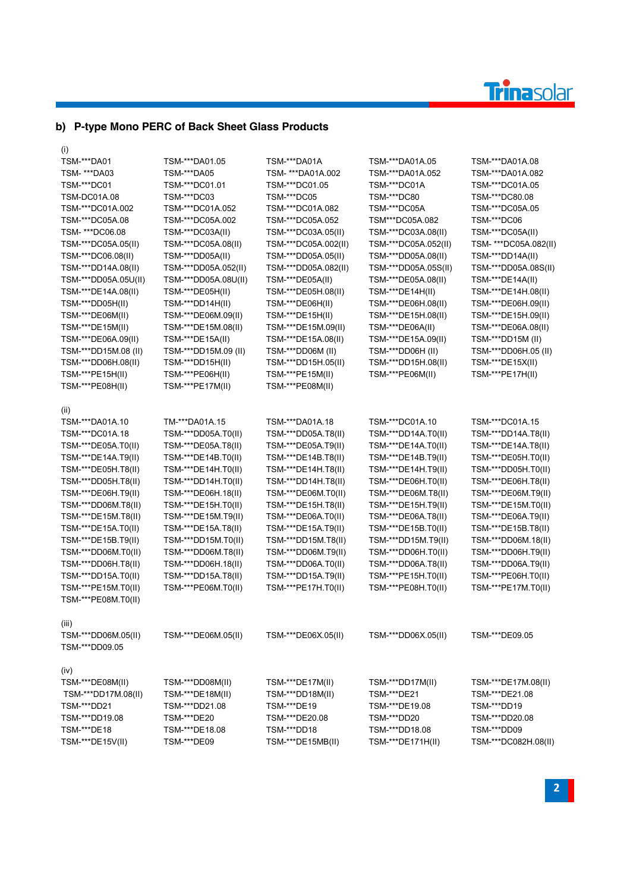## b) P-type Mono PERC of Back Sheet Glass Products

(i)

| | | | | |
|---|---|---|---|---|
| TSM-***DA01 | TSM-***DA01.05 | TSM-***DA01A | TSM-***DA01A.05 | TSM-***DA01A.08 |
| TSM- ***DA03 | TSM-***DA05 | TSM- ***DA01A.002 | TSM-***DA01A.052 | TSM-***DA01A.082 |
| TSM-***DC01 | TSM-***DC01.01 | TSM-***DC01.05 | TSM-***DC01A | TSM-***DC01A.05 |
| TSM-DC01A.08 | TSM-***DC03 | TSM-***DC05 | TSM-***DC80 | TSM-***DC80.08 |
| TSM-***DC01A.002 | TSM-***DC01A.052 | TSM-***DC01A.082 | TSM-***DC05A | TSM-***DC05A.05 |
| TSM-***DC05A.08 | TSM-***DC05A.002 | TSM-***DC05A.052 | TSM***DC05A.082 | TSM-***DC06 |
| TSM- ***DC06.08 | TSM-***DC03A(II) | TSM-***DC03A.05(II) | TSM-***DC03A.08(II) | TSM-***DC05A(II) |
| TSM-***DC05A.05(II) | TSM-***DC05A.08(II) | TSM-***DC05A.002(II) | TSM-***DC05A.052(II) | TSM- ***DC05A.082(II) |
| TSM-***DC06.08(II) | TSM-***DD05A(II) | TSM-***DD05A.05(II) | TSM-***DD05A.08(II) | TSM-***DD14A(II) |
| TSM-***DD14A.08(II) | TSM-***DD05A.052(II) | TSM-***DD05A.082(II) | TSM-***DD05A.05S(II) | TSM-***DD05A.08S(II) |
| TSM-***DD05A.05U(II) | TSM-***DD05A.08U(II) | TSM-***DE05A(II) | TSM-***DE05A.08(II) | TSM-***DE14A(II) |
| TSM-***DE14A.08(II) | TSM-***DE05H(II) | TSM-***DE05H.08(II) | TSM-***DE14H(II) | TSM-***DE14H.08(II) |
| TSM-***DD05H(II) | TSM-***DD14H(II) | TSM-***DE06H(II) | TSM-***DE06H.08(II) | TSM-***DE06H.09(II) |
| TSM-***DE06M(II) | TSM-***DE06M.09(II) | TSM-***DE15H(II) | TSM-***DE15H.08(II) | TSM-***DE15H.09(II) |
| TSM-***DE15M(II) | TSM-***DE15M.08(II) | TSM-***DE15M.09(II) | TSM-***DE06A(II) | TSM-***DE06A.08(II) |
| TSM-***DE06A.09(II) | TSM-***DE15A(II) | TSM-***DE15A.08(II) | TSM-***DE15A.09(II) | TSM-***DD15M (II) |
| TSM-***DD15M.08 (II) | TSM-***DD15M.09 (II) | TSM-***DD06M (II) | TSM-***DD06H (II) | TSM-***DD06H.05 (II) |
| TSM-***DD06H.08(II) | TSM-***DD15H(II) | TSM-***DD15H.05(II) | TSM-***DD15H.08(II) | TSM-***DE15X(II) |
| TSM-***PE15H(II) | TSM-***PE06H(II) | TSM-***PE15M(II) | TSM-***PE06M(II) | TSM-***PE17H(II) |
| TSM-***PE08H(II) | TSM-***PE17M(II) | TSM-***PE08M(II) | | |

(ii)

| | | | | |
|---|---|---|---|---|
| TSM-***DA01A.10 | TM-***DA01A.15 | TSM-***DA01A.18 | TSM-***DC01A.10 | TSM-***DC01A.15 |
| TSM-***DC01A.18 | TSM-***DD05A.T0(II) | TSM-***DD05A.T8(II) | TSM-***DD14A.T0(II) | TSM-***DD14A.T8(II) |
| TSM-***DE05A.T0(II) | TSM-***DE05A.T8(II) | TSM-***DE05A.T9(II) | TSM-***DE14A.T0(II) | TSM-***DE14A.T8(II) |
| TSM-***DE14A.T9(II) | TSM-***DE14B.T0(II) | TSM-***DE14B.T8(II) | TSM-***DE14B.T9(II) | TSM-***DE05H.T0(II) |
| TSM-***DE05H.T8(II) | TSM-***DE14H.T0(II) | TSM-***DE14H.T8(II) | TSM-***DE14H.T9(II) | TSM-***DD05H.T0(II) |
| TSM-***DD05H.T8(II) | TSM-***DD14H.T0(II) | TSM-***DD14H.T8(II) | TSM-***DE06H.T0(II) | TSM-***DE06H.T8(II) |
| TSM-***DE06H.T9(II) | TSM-***DE06H.18(II) | TSM-***DE06M.T0(II) | TSM-***DE06M.T8(II) | TSM-***DE06M.T9(II) |
| TSM-***DD06M.T8(II) | TSM-***DE15H.T0(II) | TSM-***DE15H.T8(II) | TSM-***DE15H.T9(II) | TSM-***DE15M.T0(II) |
| TSM-***DE15M.T8(II) | TSM-***DE15M.T9(II) | TSM-***DE06A.T0(II) | TSM-***DE06A.T8(II) | TSM-***DE06A.T9(II) |
| TSM-***DE15A.T0(II) | TSM-***DE15A.T8(II) | TSM-***DE15A.T9(II) | TSM-***DE15B.T0(II) | TSM-***DE15B.T8(II) |
| TSM-***DE15B.T9(II) | TSM-***DD15M.T0(II) | TSM-***DD15M.T8(II) | TSM-***DD15M.T9(II) | TSM-***DD06M.18(II) |
| TSM-***DD06M.T0(II) | TSM-***DD06M.T8(II) | TSM-***DD06M.T9(II) | TSM-***DD06H.T0(II) | TSM-***DD06H.T9(II) |
| TSM-***DD06H.T8(II) | TSM-***DD06H.18(II) | TSM-***DD06A.T0(II) | TSM-***DD06A.T8(II) | TSM-***DD06A.T9(II) |
| TSM-***DD15A.T0(II) | TSM-***DD15A.T8(II) | TSM-***DD15A.T9(II) | TSM-***PE15H.T0(II) | TSM-***PE06H.T0(II) |
| TSM-***PE15M.T0(II) | TSM-***PE06M.T0(II) | TSM-***PE17H.T0(II) | TSM-***PE08H.T0(II) | TSM-***PE17M.T0(II) |
| TSM-***PE08M.T0(II) | | | | |

(iii)

| | | | | |
|---|---|---|---|---|
| TSM-***DD06M.05(II) | TSM-***DE06M.05(II) | TSM-***DE06X.05(II) | TSM-***DD06X.05(II) | TSM-***DE09.05 |
| TSM-***DD09.05 | | | | |

(iv)

| | | | | |
|---|---|---|---|---|
| TSM-***DE08M(II) | TSM-***DD08M(II) | TSM-***DE17M(II) | TSM-***DD17M(II) | TSM-***DE17M.08(II) |
| TSM-***DD17M.08(II) | TSM-***DE18M(II) | TSM-***DD18M(II) | TSM-***DE21 | TSM-***DE21.08 |
| TSM-***DD21 | TSM-***DD21.08 | TSM-***DE19 | TSM-***DE19.08 | TSM-***DD19 |
| TSM-***DD19.08 | TSM-***DE20 | TSM-***DE20.08 | TSM-***DD20 | TSM-***DD20.08 |
| TSM-***DE18 | TSM-***DE18.08 | TSM-***DD18 | TSM-***DD18.08 | TSM-***DD09 |
| TSM-***DE15V(II) | TSM-***DE09 | TSM-***DE15MB(II) | TSM-***DE171H(II) | TSM-***DC082H.08(II) |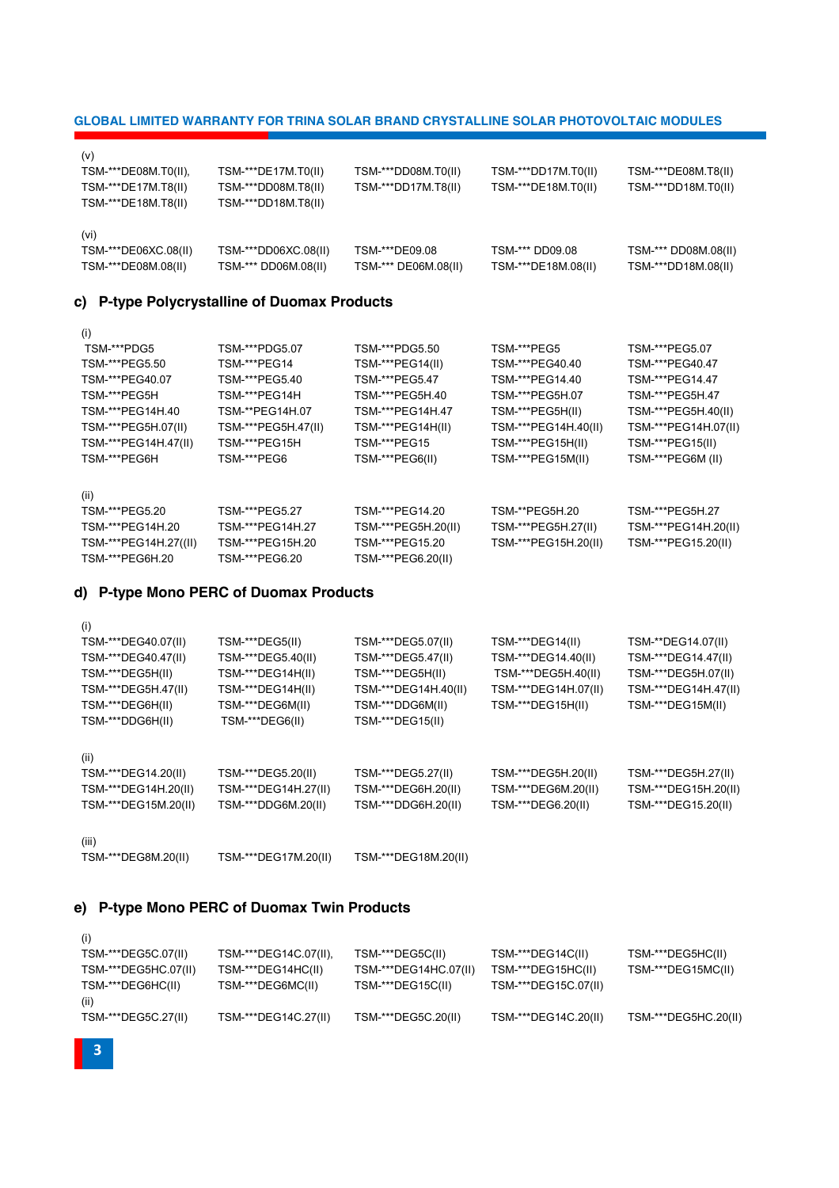(v)

TSM-***DE08M.T0(II), TSM-***DE17M.T0(II) TSM-***DD08M.T0(II) TSM-***DD17M.T0(II) TSM-***DE08M.T8(II)
TSM-***DE17M.T8(II) TSM-***DD08M.T8(II) TSM-***DD17M.T8(II) TSM-***DE18M.T0(II) TSM-***DD18M.T0(II)
TSM-***DE18M.T8(II) TSM-***DD18M.T8(II)

(vi)

TSM-***DE06XC.08(II) TSM-***DD06XC.08(II) TSM-***DE09.08 TSM-*** DD09.08 TSM-*** DD08M.08(II)
TSM-***DE08M.08(II) TSM-*** DD06M.08(II) TSM-*** DE06M.08(II) TSM-***DE18M.08(II) TSM-***DD18M.08(II)

## c) P-type Polycrystalline of Duomax Products

(i)

TSM-***PDG5 TSM-***PDG5.07 TSM-***PDG5.50 TSM-***PEG5 TSM-***PEG5.07
TSM-***PEG5.50 TSM-***PEG14 TSM-***PEG14(II) TSM-***PEG40.40 TSM-***PEG40.47
TSM-***PEG40.07 TSM-***PEG5.40 TSM-***PEG5.47 TSM-***PEG14.40 TSM-***PEG14.47
TSM-***PEG5H TSM-***PEG14H TSM-***PEG5H.40 TSM-***PEG5H.07 TSM-***PEG5H.47
TSM-***PEG14H.40 TSM-**PEG14H.07 TSM-***PEG14H.47 TSM-***PEG5H(II) TSM-***PEG5H.40(II)
TSM-***PEG5H.07(II) TSM-***PEG5H.47(II) TSM-***PEG14H(II) TSM-***PEG14H.40(II) TSM-***PEG14H.07(II)
TSM-***PEG14H.47(II) TSM-***PEG15H TSM-***PEG15 TSM-***PEG15H(II) TSM-***PEG15(II)
TSM-***PEG6H TSM-***PEG6 TSM-***PEG6(II) TSM-***PEG15M(II) TSM-***PEG6M (II)

(ii)

TSM-***PEG5.20 TSM-***PEG5.27 TSM-***PEG14.20 TSM-**PEG5H.20 TSM-***PEG5H.27
TSM-***PEG14H.20 TSM-***PEG14H.27 TSM-***PEG5H.20(II) TSM-***PEG5H.27(II) TSM-***PEG14H.20(II)
TSM-***PEG14H.27((II) TSM-***PEG15H.20 TSM-***PEG15.20 TSM-***PEG15H.20(II) TSM-***PEG15.20(II)
TSM-***PEG6H.20 TSM-***PEG6.20 TSM-***PEG6.20(II)

## d) P-type Mono PERC of Duomax Products

(i)

TSM-***DEG40.07(II) TSM-***DEG5(II) TSM-***DEG5.07(II) TSM-***DEG14(II) TSM-**DEG14.07(II)
TSM-***DEG40.47(II) TSM-***DEG5.40(II) TSM-***DEG5.47(II) TSM-***DEG14.40(II) TSM-***DEG14.47(II)
TSM-***DEG5H(II) TSM-***DEG14H(II) TSM-***DEG5H(II) TSM-***DEG5H.40(II) TSM-***DEG5H.07(II)
TSM-***DEG5H.47(II) TSM-***DEG14H(II) TSM-***DEG14H.40(II) TSM-***DEG14H.07(II) TSM-***DEG14H.47(II)
TSM-***DEG6H(II) TSM-***DEG6M(II) TSM-***DDG6M(II) TSM-***DEG15H(II) TSM-***DEG15M(II)
TSM-***DDG6H(II) TSM-***DEG6(II) TSM-***DEG15(II)

(ii)

TSM-***DEG14.20(II) TSM-***DEG5.20(II) TSM-***DEG5.27(II) TSM-***DEG5H.20(II) TSM-***DEG5H.27(II)
TSM-***DEG14H.20(II) TSM-***DEG14H.27(II) TSM-***DEG6H.20(II) TSM-***DEG6M.20(II) TSM-***DEG15H.20(II)
TSM-***DEG15M.20(II) TSM-***DDG6M.20(II) TSM-***DDG6H.20(II) TSM-***DEG6.20(II) TSM-***DEG15.20(II)

(iii)

TSM-***DEG8M.20(II) TSM-***DEG17M.20(II) TSM-***DEG18M.20(II)

## e) P-type Mono PERC of Duomax Twin Products

(i)

TSM-***DEG5C.07(II) TSM-***DEG14C.07(II), TSM-***DEG5C(II) TSM-***DEG14C(II) TSM-***DEG5HC(II)
TSM-***DEG5HC.07(II) TSM-***DEG14HC(II) TSM-***DEG14HC.07(II) TSM-***DEG15HC(II) TSM-***DEG15MC(II)
TSM-***DEG6HC(II) TSM-***DEG6MC(II) TSM-***DEG15C(II) TSM-***DEG15C.07(II)

(ii)

TSM-***DEG5C.27(II) TSM-***DEG14C.27(II) TSM-***DEG5C.20(II) TSM-***DEG14C.20(II) TSM-***DEG5HC.20(II)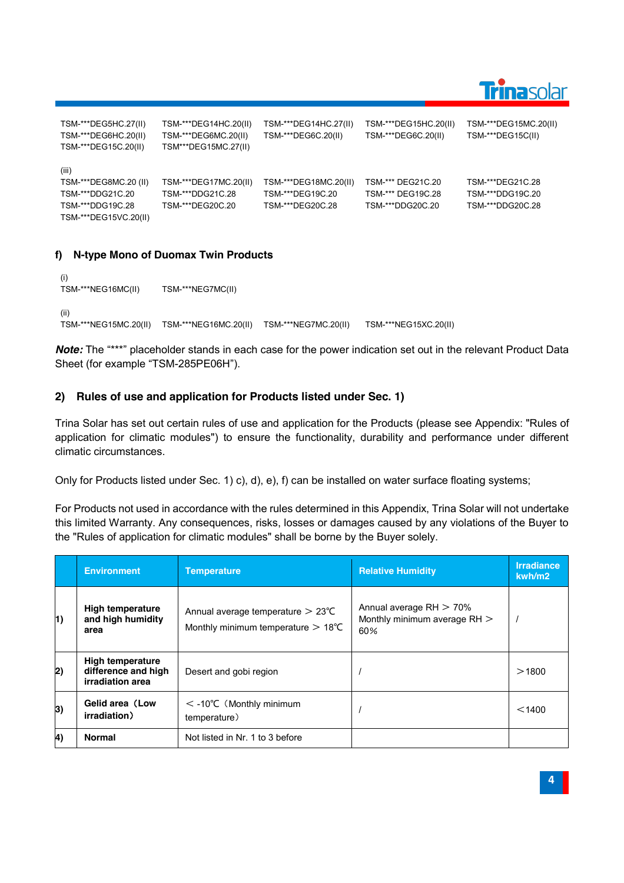TSM-***DEG5HC.27(II) TSM-***DEG14HC.20(II) TSM-***DEG14HC.27(II) TSM-***DEG15HC.20(II) TSM-***DEG15MC.20(II)
TSM-***DEG6HC.20(II) TSM-***DEG6MC.20(II) TSM-***DEG6C.20(II) TSM-***DEG6C.20(II) TSM-***DEG15C(II)
TSM-***DEG15C.20(II) TSM***DEG15MC.27(II)

(iii)
TSM-***DEG8MC.20 (II) TSM-***DEG17MC.20(II) TSM-***DEG18MC.20(II) TSM-*** DEG21C.20 TSM-***DEG21C.28
TSM-***DDG21C.20 TSM-***DDG21C.28 TSM-***DEG19C.20 TSM-*** DEG19C.28 TSM-***DDG19C.20
TSM-***DDG19C.28 TSM-***DEG20C.20 TSM-***DEG20C.28 TSM-***DDG20C.20 TSM-***DDG20C.28
TSM-***DEG15VC.20(II)

### f) N-type Mono of Duomax Twin Products

(i)
TSM-***NEG16MC(II) TSM-***NEG7MC(II)

(ii)
TSM-***NEG15MC.20(II) TSM-***NEG16MC.20(II) TSM-***NEG7MC.20(II) TSM-***NEG15XC.20(II)

***Note:*** The "***" placeholder stands in each case for the power indication set out in the relevant Product Data Sheet (for example "TSM-285PE06H").

## 2) Rules of use and application for Products listed under Sec. 1)

Trina Solar has set out certain rules of use and application for the Products (please see Appendix: "Rules of application for climatic modules") to ensure the functionality, durability and performance under different climatic circumstances.

Only for Products listed under Sec. 1) c), d), e), f) can be installed on water surface floating systems;

For Products not used in accordance with the rules determined in this Appendix, Trina Solar will not undertake this limited Warranty. Any consequences, risks, losses or damages caused by any violations of the Buyer to the "Rules of application for climatic modules" shall be borne by the Buyer solely.

| | Environment | Temperature | Relative Humidity | Irradiance kwh/m2 |
|---|---|---|---|---|
| 1) | **High temperature and high humidity area** | Annual average temperature ＞ 23℃<br>Monthly minimum temperature ＞ 18℃ | Annual average RH ＞ 70%<br>Monthly minimum average RH ＞ 60％ | / |
| 2) | **High temperature difference and high irradiation area** | Desert and gobi region | / | ＞1800 |
| 3) | **Gelid area（Low irradiation）** | ＜ -10℃（Monthly minimum temperature） | / | ＜1400 |
| 4) | **Normal** | Not listed in Nr. 1 to 3 before | | |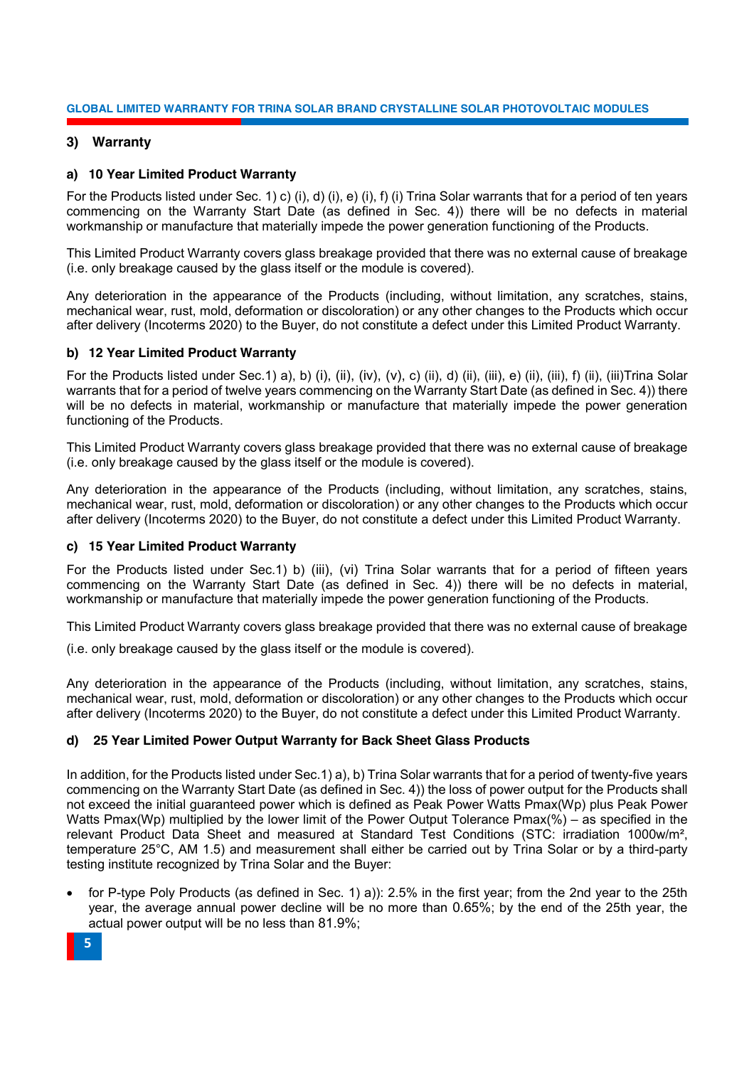## 3) Warranty

### a) 10 Year Limited Product Warranty

For the Products listed under Sec. 1) c) (i), d) (i), e) (i), f) (i) Trina Solar warrants that for a period of ten years commencing on the Warranty Start Date (as defined in Sec. 4)) there will be no defects in material workmanship or manufacture that materially impede the power generation functioning of the Products.

This Limited Product Warranty covers glass breakage provided that there was no external cause of breakage (i.e. only breakage caused by the glass itself or the module is covered).

Any deterioration in the appearance of the Products (including, without limitation, any scratches, stains, mechanical wear, rust, mold, deformation or discoloration) or any other changes to the Products which occur after delivery (Incoterms 2020) to the Buyer, do not constitute a defect under this Limited Product Warranty.

### b) 12 Year Limited Product Warranty

For the Products listed under Sec.1) a), b) (i), (ii), (iv), (v), c) (ii), d) (ii), (iii), e) (ii), (iii), f) (ii), (iii)Trina Solar warrants that for a period of twelve years commencing on the Warranty Start Date (as defined in Sec. 4)) there will be no defects in material, workmanship or manufacture that materially impede the power generation functioning of the Products.

This Limited Product Warranty covers glass breakage provided that there was no external cause of breakage (i.e. only breakage caused by the glass itself or the module is covered).

Any deterioration in the appearance of the Products (including, without limitation, any scratches, stains, mechanical wear, rust, mold, deformation or discoloration) or any other changes to the Products which occur after delivery (Incoterms 2020) to the Buyer, do not constitute a defect under this Limited Product Warranty.

### c) 15 Year Limited Product Warranty

For the Products listed under Sec.1) b) (iii), (vi) Trina Solar warrants that for a period of fifteen years commencing on the Warranty Start Date (as defined in Sec. 4)) there will be no defects in material, workmanship or manufacture that materially impede the power generation functioning of the Products.

This Limited Product Warranty covers glass breakage provided that there was no external cause of breakage

(i.e. only breakage caused by the glass itself or the module is covered).

Any deterioration in the appearance of the Products (including, without limitation, any scratches, stains, mechanical wear, rust, mold, deformation or discoloration) or any other changes to the Products which occur after delivery (Incoterms 2020) to the Buyer, do not constitute a defect under this Limited Product Warranty.

### d) 25 Year Limited Power Output Warranty for Back Sheet Glass Products

In addition, for the Products listed under Sec.1) a), b) Trina Solar warrants that for a period of twenty-five years commencing on the Warranty Start Date (as defined in Sec. 4)) the loss of power output for the Products shall not exceed the initial guaranteed power which is defined as Peak Power Watts Pmax(Wp) plus Peak Power Watts Pmax(Wp) multiplied by the lower limit of the Power Output Tolerance Pmax(%) – as specified in the relevant Product Data Sheet and measured at Standard Test Conditions (STC: irradiation 1000w/m², temperature 25°C, AM 1.5) and measurement shall either be carried out by Trina Solar or by a third-party testing institute recognized by Trina Solar and the Buyer:

- for P-type Poly Products (as defined in Sec. 1) a)): 2.5% in the first year; from the 2nd year to the 25th year, the average annual power decline will be no more than 0.65%; by the end of the 25th year, the actual power output will be no less than 81.9%;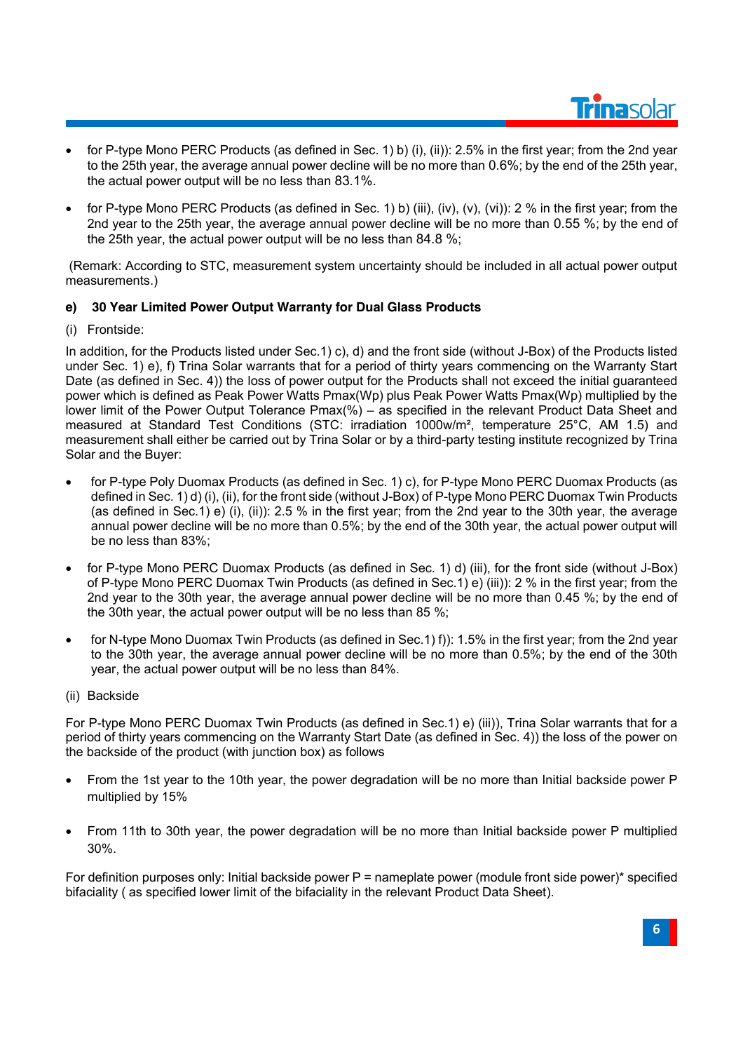- for P-type Mono PERC Products (as defined in Sec. 1) b) (i), (ii)): 2.5% in the first year; from the 2nd year to the 25th year, the average annual power decline will be no more than 0.6%; by the end of the 25th year, the actual power output will be no less than 83.1%.
- for P-type Mono PERC Products (as defined in Sec. 1) b) (iii), (iv), (v), (vi)): 2 % in the first year; from the 2nd year to the 25th year, the average annual power decline will be no more than 0.55 %; by the end of the 25th year, the actual power output will be no less than 84.8 %;

(Remark: According to STC, measurement system uncertainty should be included in all actual power output measurements.)

**e) 30 Year Limited Power Output Warranty for Dual Glass Products**

(i) Frontside:

In addition, for the Products listed under Sec.1) c), d) and the front side (without J-Box) of the Products listed under Sec. 1) e), f) Trina Solar warrants that for a period of thirty years commencing on the Warranty Start Date (as defined in Sec. 4)) the loss of power output for the Products shall not exceed the initial guaranteed power which is defined as Peak Power Watts Pmax(Wp) plus Peak Power Watts Pmax(Wp) multiplied by the lower limit of the Power Output Tolerance Pmax(%) – as specified in the relevant Product Data Sheet and measured at Standard Test Conditions (STC: irradiation 1000w/m², temperature 25°C, AM 1.5) and measurement shall either be carried out by Trina Solar or by a third-party testing institute recognized by Trina Solar and the Buyer:

- for P-type Poly Duomax Products (as defined in Sec. 1) c), for P-type Mono PERC Duomax Products (as defined in Sec. 1) d) (i), (ii), for the front side (without J-Box) of P-type Mono PERC Duomax Twin Products (as defined in Sec.1) e) (i), (ii)): 2.5 % in the first year; from the 2nd year to the 30th year, the average annual power decline will be no more than 0.5%; by the end of the 30th year, the actual power output will be no less than 83%;
- for P-type Mono PERC Duomax Products (as defined in Sec. 1) d) (iii), for the front side (without J-Box) of P-type Mono PERC Duomax Twin Products (as defined in Sec.1) e) (iii)): 2 % in the first year; from the 2nd year to the 30th year, the average annual power decline will be no more than 0.45 %; by the end of the 30th year, the actual power output will be no less than 85 %;
- for N-type Mono Duomax Twin Products (as defined in Sec.1) f)): 1.5% in the first year; from the 2nd year to the 30th year, the average annual power decline will be no more than 0.5%; by the end of the 30th year, the actual power output will be no less than 84%.

(ii) Backside

For P-type Mono PERC Duomax Twin Products (as defined in Sec.1) e) (iii)), Trina Solar warrants that for a period of thirty years commencing on the Warranty Start Date (as defined in Sec. 4)) the loss of the power on the backside of the product (with junction box) as follows

- From the 1st year to the 10th year, the power degradation will be no more than Initial backside power P multiplied by 15%
- From 11th to 30th year, the power degradation will be no more than Initial backside power P multiplied 30%.

For definition purposes only: Initial backside power P = nameplate power (module front side power)* specified bifaciality ( as specified lower limit of the bifaciality in the relevant Product Data Sheet).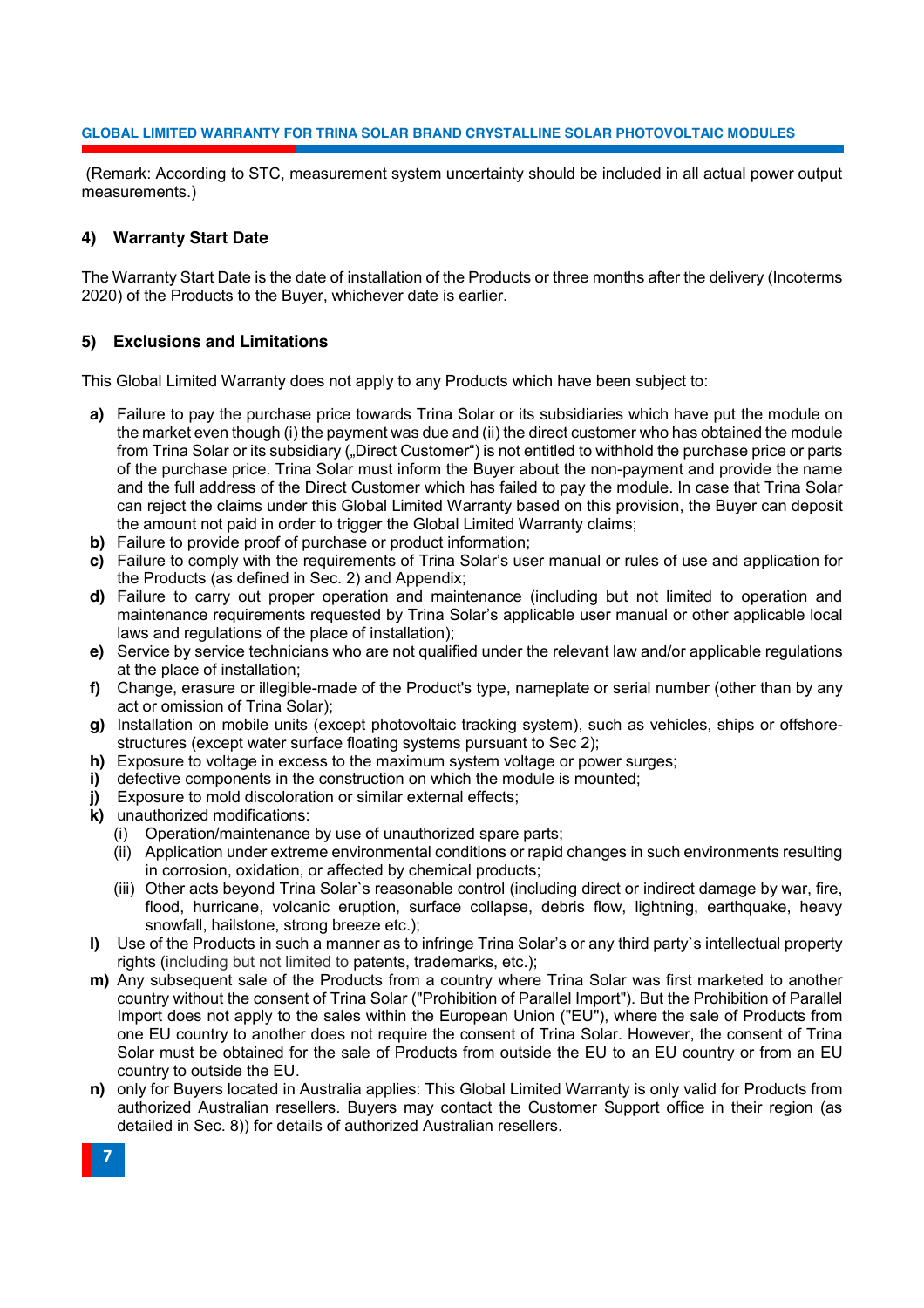(Remark: According to STC, measurement system uncertainty should be included in all actual power output measurements.)

## 4) Warranty Start Date

The Warranty Start Date is the date of installation of the Products or three months after the delivery (Incoterms 2020) of the Products to the Buyer, whichever date is earlier.

## 5) Exclusions and Limitations

This Global Limited Warranty does not apply to any Products which have been subject to:

- **a)** Failure to pay the purchase price towards Trina Solar or its subsidiaries which have put the module on the market even though (i) the payment was due and (ii) the direct customer who has obtained the module from Trina Solar or its subsidiary („Direct Customer") is not entitled to withhold the purchase price or parts of the purchase price. Trina Solar must inform the Buyer about the non-payment and provide the name and the full address of the Direct Customer which has failed to pay the module. In case that Trina Solar can reject the claims under this Global Limited Warranty based on this provision, the Buyer can deposit the amount not paid in order to trigger the Global Limited Warranty claims;
- **b)** Failure to provide proof of purchase or product information;
- **c)** Failure to comply with the requirements of Trina Solar's user manual or rules of use and application for the Products (as defined in Sec. 2) and Appendix;
- **d)** Failure to carry out proper operation and maintenance (including but not limited to operation and maintenance requirements requested by Trina Solar's applicable user manual or other applicable local laws and regulations of the place of installation);
- **e)** Service by service technicians who are not qualified under the relevant law and/or applicable regulations at the place of installation;
- **f)** Change, erasure or illegible-made of the Product's type, nameplate or serial number (other than by any act or omission of Trina Solar);
- **g)** Installation on mobile units (except photovoltaic tracking system), such as vehicles, ships or offshore-structures (except water surface floating systems pursuant to Sec 2);
- **h)** Exposure to voltage in excess to the maximum system voltage or power surges;
- **i)** defective components in the construction on which the module is mounted;
- **j)** Exposure to mold discoloration or similar external effects;
- **k)** unauthorized modifications:
  - (i) Operation/maintenance by use of unauthorized spare parts;
  - (ii) Application under extreme environmental conditions or rapid changes in such environments resulting in corrosion, oxidation, or affected by chemical products;
  - (iii) Other acts beyond Trina Solar`s reasonable control (including direct or indirect damage by war, fire, flood, hurricane, volcanic eruption, surface collapse, debris flow, lightning, earthquake, heavy snowfall, hailstone, strong breeze etc.);
- **l)** Use of the Products in such a manner as to infringe Trina Solar's or any third party`s intellectual property rights (including but not limited to patents, trademarks, etc.);
- **m)** Any subsequent sale of the Products from a country where Trina Solar was first marketed to another country without the consent of Trina Solar ("Prohibition of Parallel Import"). But the Prohibition of Parallel Import does not apply to the sales within the European Union ("EU"), where the sale of Products from one EU country to another does not require the consent of Trina Solar. However, the consent of Trina Solar must be obtained for the sale of Products from outside the EU to an EU country or from an EU country to outside the EU.
- **n)** only for Buyers located in Australia applies: This Global Limited Warranty is only valid for Products from authorized Australian resellers. Buyers may contact the Customer Support office in their region (as detailed in Sec. 8)) for details of authorized Australian resellers.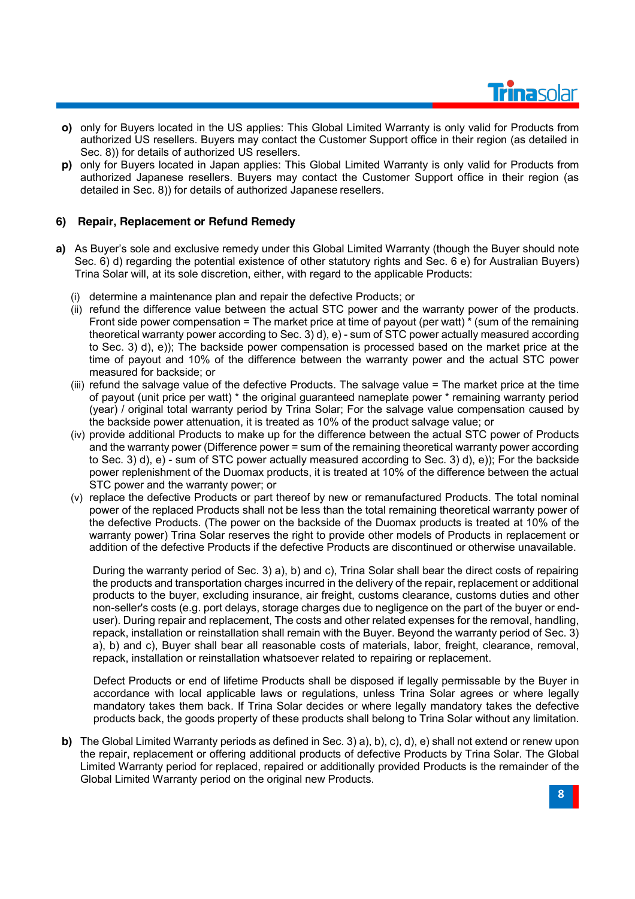- **o)** only for Buyers located in the US applies: This Global Limited Warranty is only valid for Products from authorized US resellers. Buyers may contact the Customer Support office in their region (as detailed in Sec. 8)) for details of authorized US resellers.
- **p)** only for Buyers located in Japan applies: This Global Limited Warranty is only valid for Products from authorized Japanese resellers. Buyers may contact the Customer Support office in their region (as detailed in Sec. 8)) for details of authorized Japanese resellers.

## 6) Repair, Replacement or Refund Remedy

**a)** As Buyer's sole and exclusive remedy under this Global Limited Warranty (though the Buyer should note Sec. 6) d) regarding the potential existence of other statutory rights and Sec. 6 e) for Australian Buyers) Trina Solar will, at its sole discretion, either, with regard to the applicable Products:

(i) determine a maintenance plan and repair the defective Products; or

(ii) refund the difference value between the actual STC power and the warranty power of the products. Front side power compensation = The market price at time of payout (per watt) * (sum of the remaining theoretical warranty power according to Sec. 3) d), e) - sum of STC power actually measured according to Sec. 3) d), e)); The backside power compensation is processed based on the market price at the time of payout and 10% of the difference between the warranty power and the actual STC power measured for backside; or

(iii) refund the salvage value of the defective Products. The salvage value = The market price at the time of payout (unit price per watt) * the original guaranteed nameplate power * remaining warranty period (year) / original total warranty period by Trina Solar; For the salvage value compensation caused by the backside power attenuation, it is treated as 10% of the product salvage value; or

(iv) provide additional Products to make up for the difference between the actual STC power of Products and the warranty power (Difference power = sum of the remaining theoretical warranty power according to Sec. 3) d), e) - sum of STC power actually measured according to Sec. 3) d), e)); For the backside power replenishment of the Duomax products, it is treated at 10% of the difference between the actual STC power and the warranty power; or

(v) replace the defective Products or part thereof by new or remanufactured Products. The total nominal power of the replaced Products shall not be less than the total remaining theoretical warranty power of the defective Products. (The power on the backside of the Duomax products is treated at 10% of the warranty power) Trina Solar reserves the right to provide other models of Products in replacement or addition of the defective Products if the defective Products are discontinued or otherwise unavailable.

During the warranty period of Sec. 3) a), b) and c), Trina Solar shall bear the direct costs of repairing the products and transportation charges incurred in the delivery of the repair, replacement or additional products to the buyer, excluding insurance, air freight, customs clearance, customs duties and other non-seller's costs (e.g. port delays, storage charges due to negligence on the part of the buyer or end-user). During repair and replacement, The costs and other related expenses for the removal, handling, repack, installation or reinstallation shall remain with the Buyer. Beyond the warranty period of Sec. 3) a), b) and c), Buyer shall bear all reasonable costs of materials, labor, freight, clearance, removal, repack, installation or reinstallation whatsoever related to repairing or replacement.

Defect Products or end of lifetime Products shall be disposed if legally permissable by the Buyer in accordance with local applicable laws or regulations, unless Trina Solar agrees or where legally mandatory takes them back. If Trina Solar decides or where legally mandatory takes the defective products back, the goods property of these products shall belong to Trina Solar without any limitation.

**b)** The Global Limited Warranty periods as defined in Sec. 3) a), b), c), d), e) shall not extend or renew upon the repair, replacement or offering additional products of defective Products by Trina Solar. The Global Limited Warranty period for replaced, repaired or additionally provided Products is the remainder of the Global Limited Warranty period on the original new Products.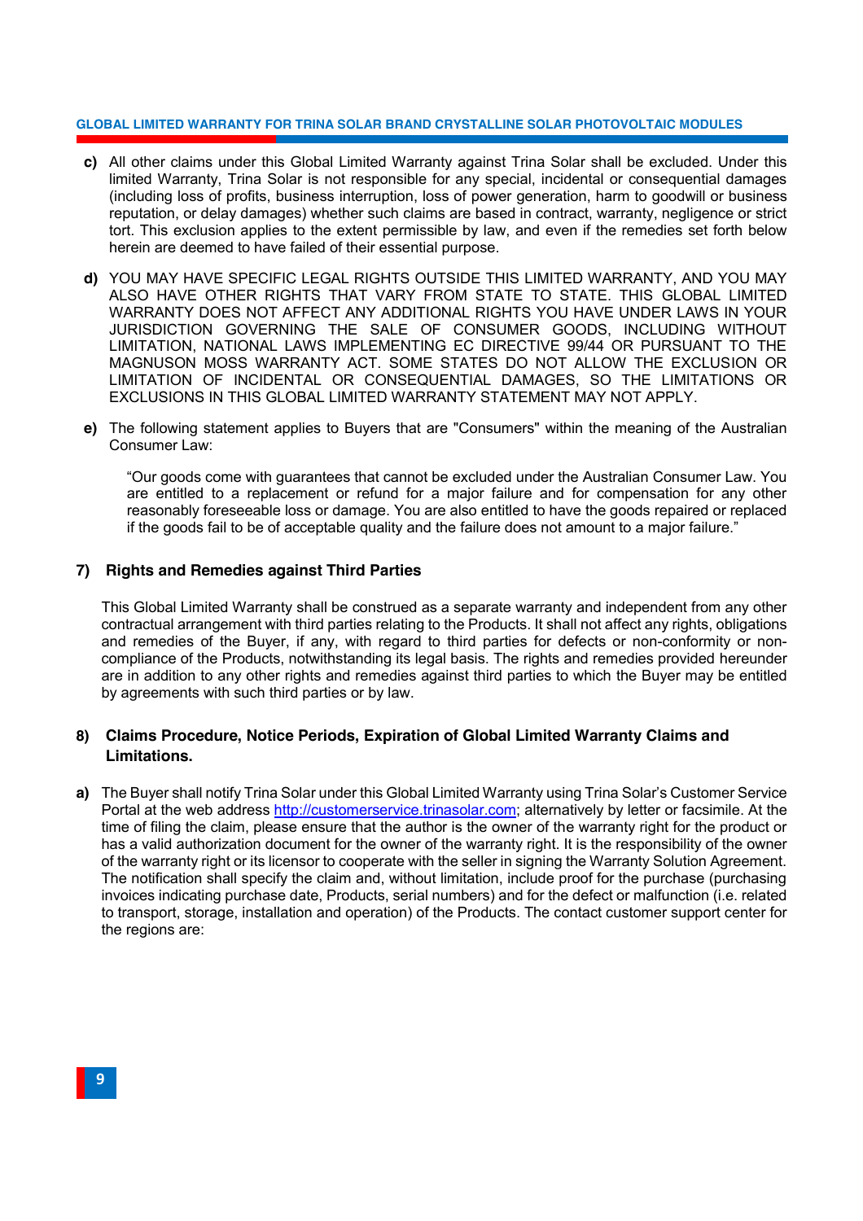c) All other claims under this Global Limited Warranty against Trina Solar shall be excluded. Under this limited Warranty, Trina Solar is not responsible for any special, incidental or consequential damages (including loss of profits, business interruption, loss of power generation, harm to goodwill or business reputation, or delay damages) whether such claims are based in contract, warranty, negligence or strict tort. This exclusion applies to the extent permissible by law, and even if the remedies set forth below herein are deemed to have failed of their essential purpose.

d) YOU MAY HAVE SPECIFIC LEGAL RIGHTS OUTSIDE THIS LIMITED WARRANTY, AND YOU MAY ALSO HAVE OTHER RIGHTS THAT VARY FROM STATE TO STATE. THIS GLOBAL LIMITED WARRANTY DOES NOT AFFECT ANY ADDITIONAL RIGHTS YOU HAVE UNDER LAWS IN YOUR JURISDICTION GOVERNING THE SALE OF CONSUMER GOODS, INCLUDING WITHOUT LIMITATION, NATIONAL LAWS IMPLEMENTING EC DIRECTIVE 99/44 OR PURSUANT TO THE MAGNUSON MOSS WARRANTY ACT. SOME STATES DO NOT ALLOW THE EXCLUSION OR LIMITATION OF INCIDENTAL OR CONSEQUENTIAL DAMAGES, SO THE LIMITATIONS OR EXCLUSIONS IN THIS GLOBAL LIMITED WARRANTY STATEMENT MAY NOT APPLY.

e) The following statement applies to Buyers that are "Consumers" within the meaning of the Australian Consumer Law:

"Our goods come with guarantees that cannot be excluded under the Australian Consumer Law. You are entitled to a replacement or refund for a major failure and for compensation for any other reasonably foreseeable loss or damage. You are also entitled to have the goods repaired or replaced if the goods fail to be of acceptable quality and the failure does not amount to a major failure."

## 7) Rights and Remedies against Third Parties

This Global Limited Warranty shall be construed as a separate warranty and independent from any other contractual arrangement with third parties relating to the Products. It shall not affect any rights, obligations and remedies of the Buyer, if any, with regard to third parties for defects or non-conformity or non-compliance of the Products, notwithstanding its legal basis. The rights and remedies provided hereunder are in addition to any other rights and remedies against third parties to which the Buyer may be entitled by agreements with such third parties or by law.

## 8) Claims Procedure, Notice Periods, Expiration of Global Limited Warranty Claims and Limitations.

a) The Buyer shall notify Trina Solar under this Global Limited Warranty using Trina Solar's Customer Service Portal at the web address http://customerservice.trinasolar.com; alternatively by letter or facsimile. At the time of filing the claim, please ensure that the author is the owner of the warranty right for the product or has a valid authorization document for the owner of the warranty right. It is the responsibility of the owner of the warranty right or its licensor to cooperate with the seller in signing the Warranty Solution Agreement. The notification shall specify the claim and, without limitation, include proof for the purchase (purchasing invoices indicating purchase date, Products, serial numbers) and for the defect or malfunction (i.e. related to transport, storage, installation and operation) of the Products. The contact customer support center for the regions are: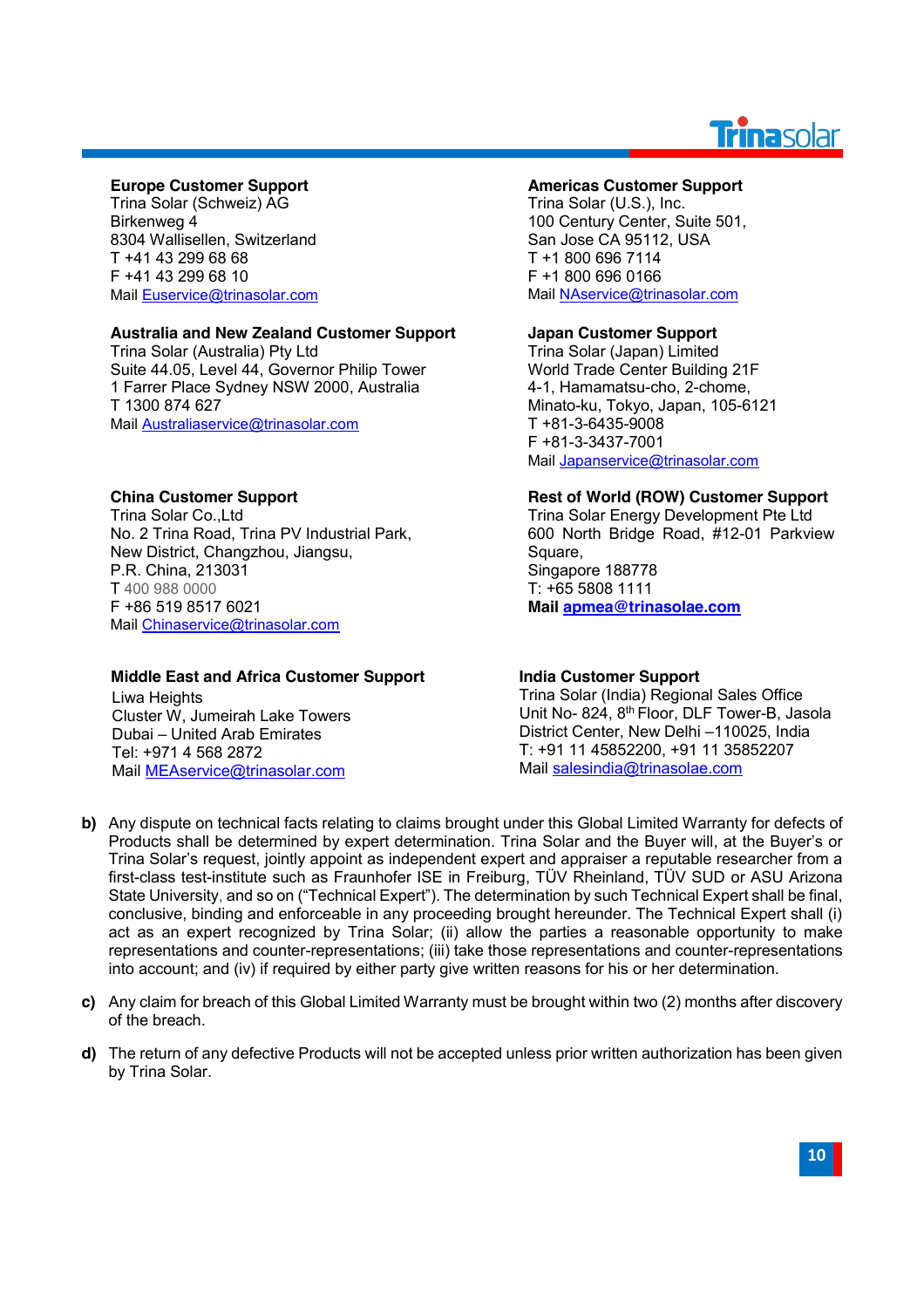**Europe Customer Support**
Trina Solar (Schweiz) AG
Birkenweg 4
8304 Wallisellen, Switzerland
T +41 43 299 68 68
F +41 43 299 68 10
Mail Euservice@trinasolar.com

**Americas Customer Support**
Trina Solar (U.S.), Inc.
100 Century Center, Suite 501,
San Jose CA 95112, USA
T +1 800 696 7114
F +1 800 696 0166
Mail NAservice@trinasolar.com

**Australia and New Zealand Customer Support**
Trina Solar (Australia) Pty Ltd
Suite 44.05, Level 44, Governor Philip Tower
1 Farrer Place Sydney NSW 2000, Australia
T 1300 874 627
Mail Australiaservice@trinasolar.com

**Japan Customer Support**
Trina Solar (Japan) Limited
World Trade Center Building 21F
4-1, Hamamatsu-cho, 2-chome,
Minato-ku, Tokyo, Japan, 105-6121
T +81-3-6435-9008
F +81-3-3437-7001
Mail Japanservice@trinasolar.com

**China Customer Support**
Trina Solar Co.,Ltd
No. 2 Trina Road, Trina PV Industrial Park,
New District, Changzhou, Jiangsu,
P.R. China, 213031
T 400 988 0000
F +86 519 8517 6021
Mail Chinaservice@trinasolar.com

**Rest of World (ROW) Customer Support**
Trina Solar Energy Development Pte Ltd
600 North Bridge Road, #12-01 Parkview Square,
Singapore 188778
T: +65 5808 1111
**Mail apmea@trinasolae.com**

**Middle East and Africa Customer Support**
Liwa Heights
Cluster W, Jumeirah Lake Towers
Dubai – United Arab Emirates
Tel: +971 4 568 2872
Mail MEAservice@trinasolar.com

**India Customer Support**
Trina Solar (India) Regional Sales Office
Unit No- 824, 8th Floor, DLF Tower-B, Jasola District Center, New Delhi –110025, India
T: +91 11 45852200, +91 11 35852207
Mail salesindia@trinasolae.com

**b)** Any dispute on technical facts relating to claims brought under this Global Limited Warranty for defects of Products shall be determined by expert determination. Trina Solar and the Buyer will, at the Buyer's or Trina Solar's request, jointly appoint as independent expert and appraiser a reputable researcher from a first-class test-institute such as Fraunhofer ISE in Freiburg, TÜV Rheinland, TÜV SUD or ASU Arizona State University, and so on ("Technical Expert"). The determination by such Technical Expert shall be final, conclusive, binding and enforceable in any proceeding brought hereunder. The Technical Expert shall (i) act as an expert recognized by Trina Solar; (ii) allow the parties a reasonable opportunity to make representations and counter-representations; (iii) take those representations and counter-representations into account; and (iv) if required by either party give written reasons for his or her determination.

**c)** Any claim for breach of this Global Limited Warranty must be brought within two (2) months after discovery of the breach.

**d)** The return of any defective Products will not be accepted unless prior written authorization has been given by Trina Solar.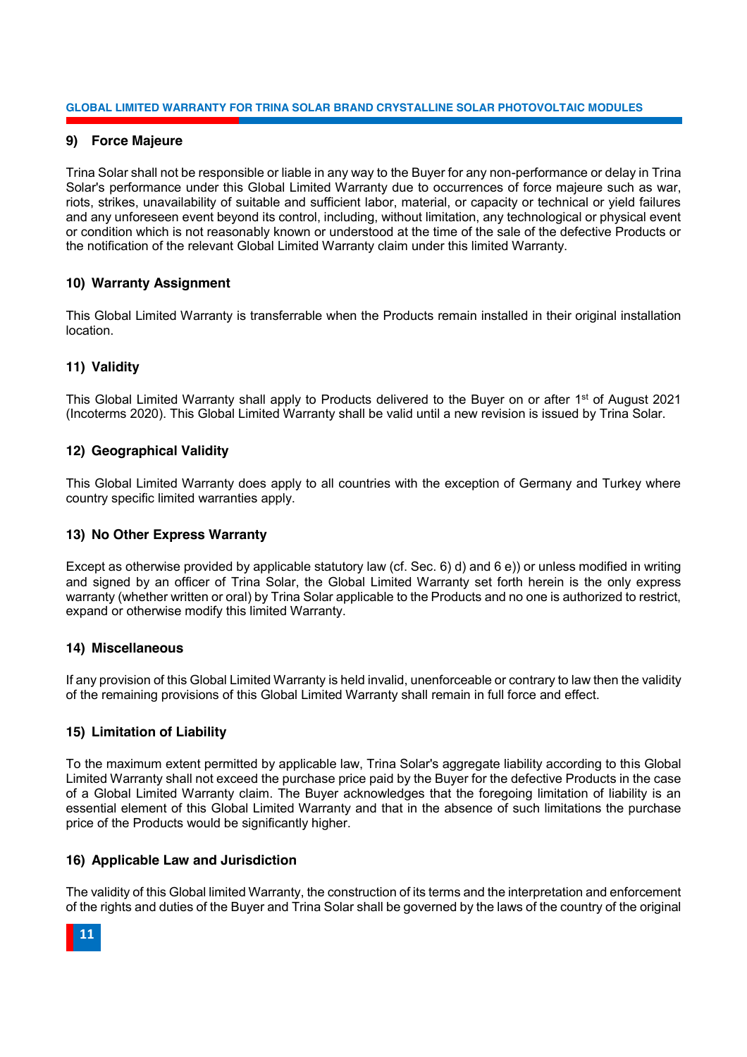### 9) Force Majeure

Trina Solar shall not be responsible or liable in any way to the Buyer for any non-performance or delay in Trina Solar's performance under this Global Limited Warranty due to occurrences of force majeure such as war, riots, strikes, unavailability of suitable and sufficient labor, material, or capacity or technical or yield failures and any unforeseen event beyond its control, including, without limitation, any technological or physical event or condition which is not reasonably known or understood at the time of the sale of the defective Products or the notification of the relevant Global Limited Warranty claim under this limited Warranty.

### 10) Warranty Assignment

This Global Limited Warranty is transferrable when the Products remain installed in their original installation location.

### 11) Validity

This Global Limited Warranty shall apply to Products delivered to the Buyer on or after 1st of August 2021 (Incoterms 2020). This Global Limited Warranty shall be valid until a new revision is issued by Trina Solar.

### 12) Geographical Validity

This Global Limited Warranty does apply to all countries with the exception of Germany and Turkey where country specific limited warranties apply.

### 13) No Other Express Warranty

Except as otherwise provided by applicable statutory law (cf. Sec. 6) d) and 6 e)) or unless modified in writing and signed by an officer of Trina Solar, the Global Limited Warranty set forth herein is the only express warranty (whether written or oral) by Trina Solar applicable to the Products and no one is authorized to restrict, expand or otherwise modify this limited Warranty.

### 14) Miscellaneous

If any provision of this Global Limited Warranty is held invalid, unenforceable or contrary to law then the validity of the remaining provisions of this Global Limited Warranty shall remain in full force and effect.

### 15) Limitation of Liability

To the maximum extent permitted by applicable law, Trina Solar's aggregate liability according to this Global Limited Warranty shall not exceed the purchase price paid by the Buyer for the defective Products in the case of a Global Limited Warranty claim. The Buyer acknowledges that the foregoing limitation of liability is an essential element of this Global Limited Warranty and that in the absence of such limitations the purchase price of the Products would be significantly higher.

### 16) Applicable Law and Jurisdiction

The validity of this Global limited Warranty, the construction of its terms and the interpretation and enforcement of the rights and duties of the Buyer and Trina Solar shall be governed by the laws of the country of the original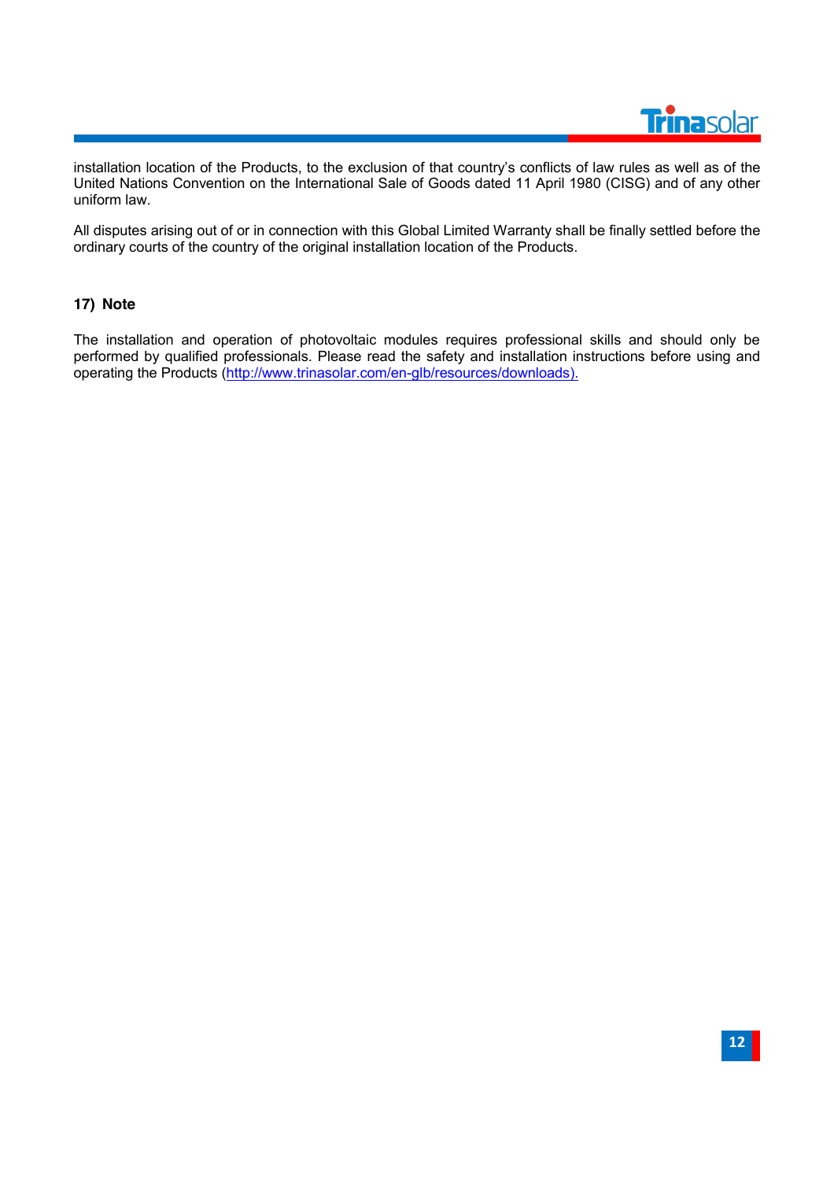installation location of the Products, to the exclusion of that country's conflicts of law rules as well as of the United Nations Convention on the International Sale of Goods dated 11 April 1980 (CISG) and of any other uniform law.

All disputes arising out of or in connection with this Global Limited Warranty shall be finally settled before the ordinary courts of the country of the original installation location of the Products.

## 17) Note

The installation and operation of photovoltaic modules requires professional skills and should only be performed by qualified professionals. Please read the safety and installation instructions before using and operating the Products ([http://www.trinasolar.com/en-glb/resources/downloads).](http://www.trinasolar.com/en-glb/resources/downloads)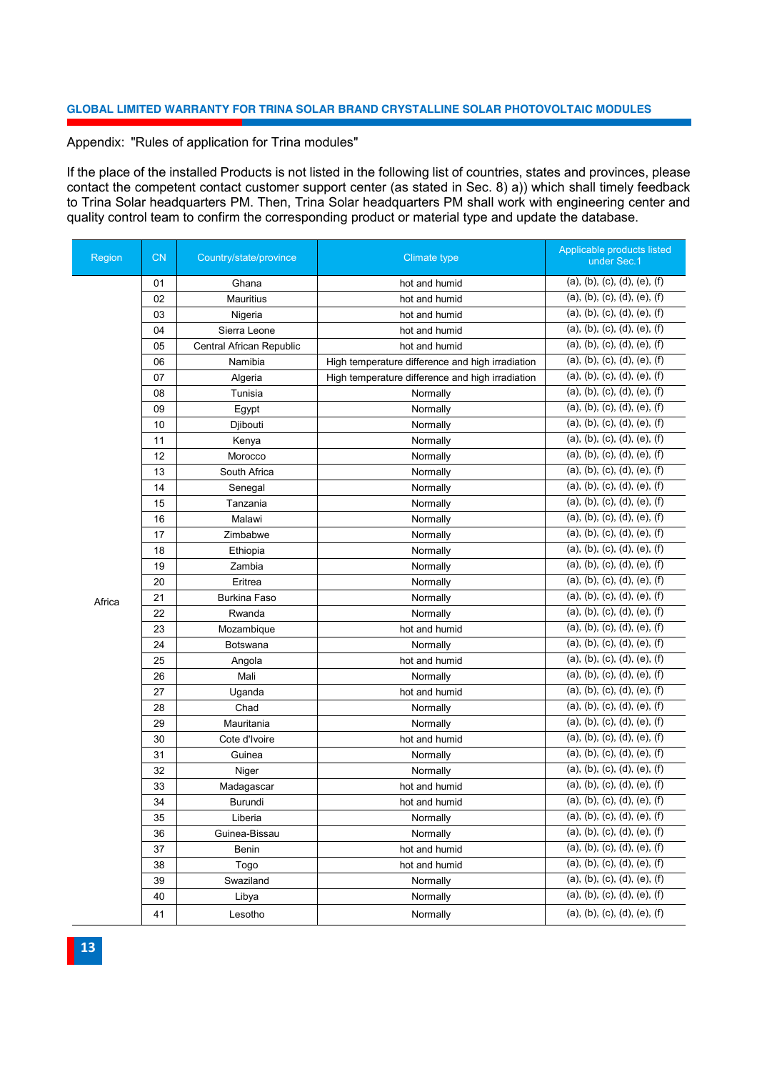Appendix: "Rules of application for Trina modules"

If the place of the installed Products is not listed in the following list of countries, states and provinces, please contact the competent contact customer support center (as stated in Sec. 8) a)) which shall timely feedback to Trina Solar headquarters PM. Then, Trina Solar headquarters PM shall work with engineering center and quality control team to confirm the corresponding product or material type and update the database.

| Region | CN | Country/state/province | Climate type | Applicable products listed under Sec.1 |
|---|---|---|---|---|
| Africa | 01 | Ghana | hot and humid | (a), (b), (c), (d), (e), (f) |
| | 02 | Mauritius | hot and humid | (a), (b), (c), (d), (e), (f) |
| | 03 | Nigeria | hot and humid | (a), (b), (c), (d), (e), (f) |
| | 04 | Sierra Leone | hot and humid | (a), (b), (c), (d), (e), (f) |
| | 05 | Central African Republic | hot and humid | (a), (b), (c), (d), (e), (f) |
| | 06 | Namibia | High temperature difference and high irradiation | (a), (b), (c), (d), (e), (f) |
| | 07 | Algeria | High temperature difference and high irradiation | (a), (b), (c), (d), (e), (f) |
| | 08 | Tunisia | Normally | (a), (b), (c), (d), (e), (f) |
| | 09 | Egypt | Normally | (a), (b), (c), (d), (e), (f) |
| | 10 | Djibouti | Normally | (a), (b), (c), (d), (e), (f) |
| | 11 | Kenya | Normally | (a), (b), (c), (d), (e), (f) |
| | 12 | Morocco | Normally | (a), (b), (c), (d), (e), (f) |
| | 13 | South Africa | Normally | (a), (b), (c), (d), (e), (f) |
| | 14 | Senegal | Normally | (a), (b), (c), (d), (e), (f) |
| | 15 | Tanzania | Normally | (a), (b), (c), (d), (e), (f) |
| | 16 | Malawi | Normally | (a), (b), (c), (d), (e), (f) |
| | 17 | Zimbabwe | Normally | (a), (b), (c), (d), (e), (f) |
| | 18 | Ethiopia | Normally | (a), (b), (c), (d), (e), (f) |
| | 19 | Zambia | Normally | (a), (b), (c), (d), (e), (f) |
| | 20 | Eritrea | Normally | (a), (b), (c), (d), (e), (f) |
| | 21 | Burkina Faso | Normally | (a), (b), (c), (d), (e), (f) |
| | 22 | Rwanda | Normally | (a), (b), (c), (d), (e), (f) |
| | 23 | Mozambique | hot and humid | (a), (b), (c), (d), (e), (f) |
| | 24 | Botswana | Normally | (a), (b), (c), (d), (e), (f) |
| | 25 | Angola | hot and humid | (a), (b), (c), (d), (e), (f) |
| | 26 | Mali | Normally | (a), (b), (c), (d), (e), (f) |
| | 27 | Uganda | hot and humid | (a), (b), (c), (d), (e), (f) |
| | 28 | Chad | Normally | (a), (b), (c), (d), (e), (f) |
| | 29 | Mauritania | Normally | (a), (b), (c), (d), (e), (f) |
| | 30 | Cote d'Ivoire | hot and humid | (a), (b), (c), (d), (e), (f) |
| | 31 | Guinea | Normally | (a), (b), (c), (d), (e), (f) |
| | 32 | Niger | Normally | (a), (b), (c), (d), (e), (f) |
| | 33 | Madagascar | hot and humid | (a), (b), (c), (d), (e), (f) |
| | 34 | Burundi | hot and humid | (a), (b), (c), (d), (e), (f) |
| | 35 | Liberia | Normally | (a), (b), (c), (d), (e), (f) |
| | 36 | Guinea-Bissau | Normally | (a), (b), (c), (d), (e), (f) |
| | 37 | Benin | hot and humid | (a), (b), (c), (d), (e), (f) |
| | 38 | Togo | hot and humid | (a), (b), (c), (d), (e), (f) |
| | 39 | Swaziland | Normally | (a), (b), (c), (d), (e), (f) |
| | 40 | Libya | Normally | (a), (b), (c), (d), (e), (f) |
| | 41 | Lesotho | Normally | (a), (b), (c), (d), (e), (f) |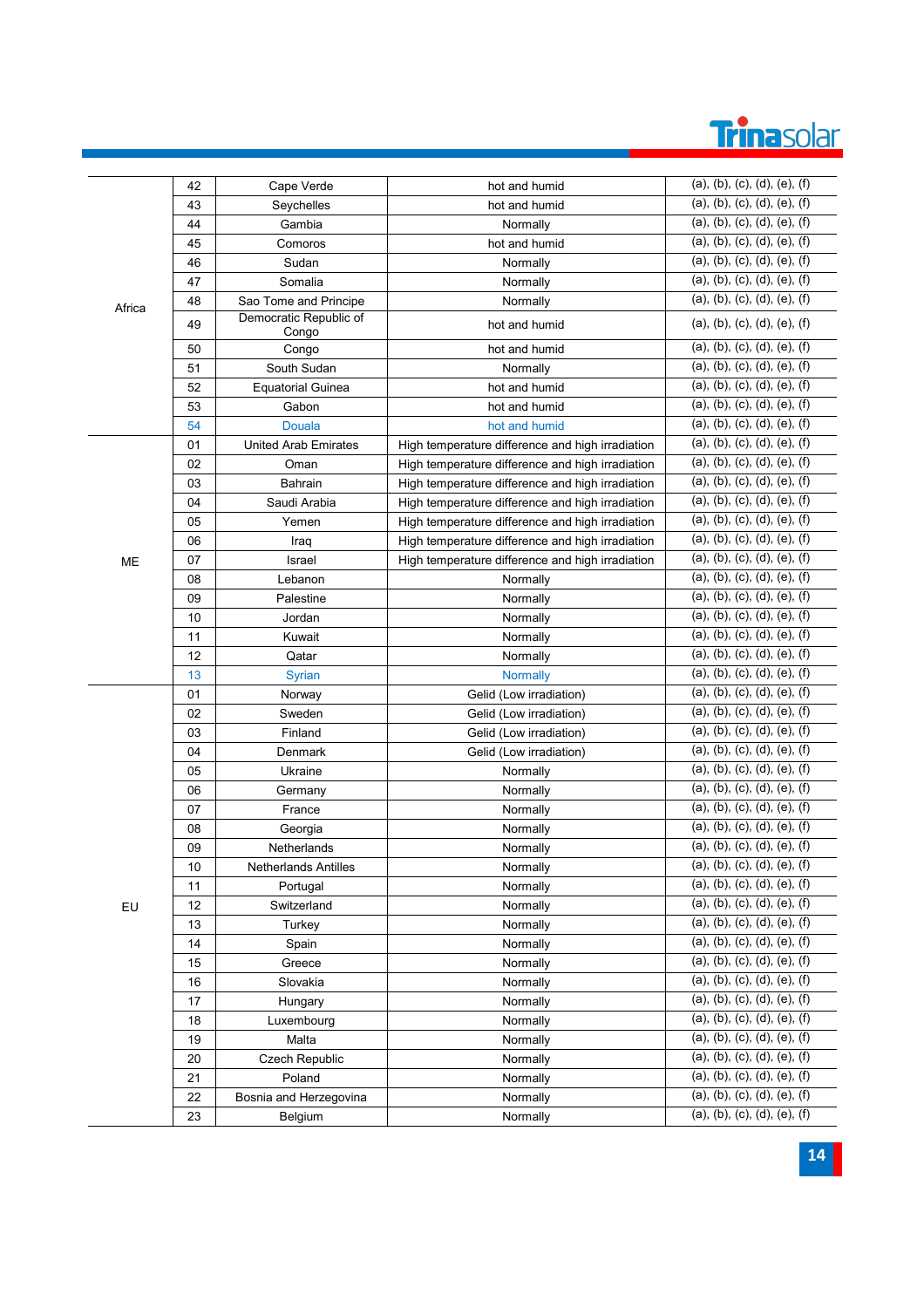| | | | | |
|---|---|---|---|---|
| Africa | 42 | Cape Verde | hot and humid | (a), (b), (c), (d), (e), (f) |
| | 43 | Seychelles | hot and humid | (a), (b), (c), (d), (e), (f) |
| | 44 | Gambia | Normally | (a), (b), (c), (d), (e), (f) |
| | 45 | Comoros | hot and humid | (a), (b), (c), (d), (e), (f) |
| | 46 | Sudan | Normally | (a), (b), (c), (d), (e), (f) |
| | 47 | Somalia | Normally | (a), (b), (c), (d), (e), (f) |
| | 48 | Sao Tome and Principe | Normally | (a), (b), (c), (d), (e), (f) |
| | 49 | Democratic Republic of Congo | hot and humid | (a), (b), (c), (d), (e), (f) |
| | 50 | Congo | hot and humid | (a), (b), (c), (d), (e), (f) |
| | 51 | South Sudan | Normally | (a), (b), (c), (d), (e), (f) |
| | 52 | Equatorial Guinea | hot and humid | (a), (b), (c), (d), (e), (f) |
| | 53 | Gabon | hot and humid | (a), (b), (c), (d), (e), (f) |
| | 54 | Douala | hot and humid | (a), (b), (c), (d), (e), (f) |
| ME | 01 | United Arab Emirates | High temperature difference and high irradiation | (a), (b), (c), (d), (e), (f) |
| | 02 | Oman | High temperature difference and high irradiation | (a), (b), (c), (d), (e), (f) |
| | 03 | Bahrain | High temperature difference and high irradiation | (a), (b), (c), (d), (e), (f) |
| | 04 | Saudi Arabia | High temperature difference and high irradiation | (a), (b), (c), (d), (e), (f) |
| | 05 | Yemen | High temperature difference and high irradiation | (a), (b), (c), (d), (e), (f) |
| | 06 | Iraq | High temperature difference and high irradiation | (a), (b), (c), (d), (e), (f) |
| | 07 | Israel | High temperature difference and high irradiation | (a), (b), (c), (d), (e), (f) |
| | 08 | Lebanon | Normally | (a), (b), (c), (d), (e), (f) |
| | 09 | Palestine | Normally | (a), (b), (c), (d), (e), (f) |
| | 10 | Jordan | Normally | (a), (b), (c), (d), (e), (f) |
| | 11 | Kuwait | Normally | (a), (b), (c), (d), (e), (f) |
| | 12 | Qatar | Normally | (a), (b), (c), (d), (e), (f) |
| | 13 | Syrian | Normally | (a), (b), (c), (d), (e), (f) |
| EU | 01 | Norway | Gelid (Low irradiation) | (a), (b), (c), (d), (e), (f) |
| | 02 | Sweden | Gelid (Low irradiation) | (a), (b), (c), (d), (e), (f) |
| | 03 | Finland | Gelid (Low irradiation) | (a), (b), (c), (d), (e), (f) |
| | 04 | Denmark | Gelid (Low irradiation) | (a), (b), (c), (d), (e), (f) |
| | 05 | Ukraine | Normally | (a), (b), (c), (d), (e), (f) |
| | 06 | Germany | Normally | (a), (b), (c), (d), (e), (f) |
| | 07 | France | Normally | (a), (b), (c), (d), (e), (f) |
| | 08 | Georgia | Normally | (a), (b), (c), (d), (e), (f) |
| | 09 | Netherlands | Normally | (a), (b), (c), (d), (e), (f) |
| | 10 | Netherlands Antilles | Normally | (a), (b), (c), (d), (e), (f) |
| | 11 | Portugal | Normally | (a), (b), (c), (d), (e), (f) |
| | 12 | Switzerland | Normally | (a), (b), (c), (d), (e), (f) |
| | 13 | Turkey | Normally | (a), (b), (c), (d), (e), (f) |
| | 14 | Spain | Normally | (a), (b), (c), (d), (e), (f) |
| | 15 | Greece | Normally | (a), (b), (c), (d), (e), (f) |
| | 16 | Slovakia | Normally | (a), (b), (c), (d), (e), (f) |
| | 17 | Hungary | Normally | (a), (b), (c), (d), (e), (f) |
| | 18 | Luxembourg | Normally | (a), (b), (c), (d), (e), (f) |
| | 19 | Malta | Normally | (a), (b), (c), (d), (e), (f) |
| | 20 | Czech Republic | Normally | (a), (b), (c), (d), (e), (f) |
| | 21 | Poland | Normally | (a), (b), (c), (d), (e), (f) |
| | 22 | Bosnia and Herzegovina | Normally | (a), (b), (c), (d), (e), (f) |
| | 23 | Belgium | Normally | (a), (b), (c), (d), (e), (f) |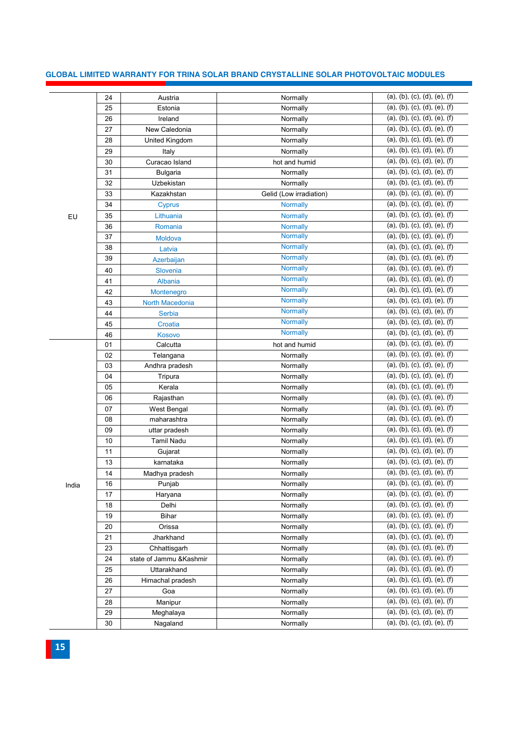| | | | | |
|---|---|---|---|---|
| EU | 24 | Austria | Normally | (a), (b), (c), (d), (e), (f) |
| | 25 | Estonia | Normally | (a), (b), (c), (d), (e), (f) |
| | 26 | Ireland | Normally | (a), (b), (c), (d), (e), (f) |
| | 27 | New Caledonia | Normally | (a), (b), (c), (d), (e), (f) |
| | 28 | United Kingdom | Normally | (a), (b), (c), (d), (e), (f) |
| | 29 | Italy | Normally | (a), (b), (c), (d), (e), (f) |
| | 30 | Curacao Island | hot and humid | (a), (b), (c), (d), (e), (f) |
| | 31 | Bulgaria | Normally | (a), (b), (c), (d), (e), (f) |
| | 32 | Uzbekistan | Normally | (a), (b), (c), (d), (e), (f) |
| | 33 | Kazakhstan | Gelid (Low irradiation) | (a), (b), (c), (d), (e), (f) |
| | 34 | Cyprus | Normally | (a), (b), (c), (d), (e), (f) |
| | 35 | Lithuania | Normally | (a), (b), (c), (d), (e), (f) |
| | 36 | Romania | Normally | (a), (b), (c), (d), (e), (f) |
| | 37 | Moldova | Normally | (a), (b), (c), (d), (e), (f) |
| | 38 | Latvia | Normally | (a), (b), (c), (d), (e), (f) |
| | 39 | Azerbaijan | Normally | (a), (b), (c), (d), (e), (f) |
| | 40 | Slovenia | Normally | (a), (b), (c), (d), (e), (f) |
| | 41 | Albania | Normally | (a), (b), (c), (d), (e), (f) |
| | 42 | Montenegro | Normally | (a), (b), (c), (d), (e), (f) |
| | 43 | North Macedonia | Normally | (a), (b), (c), (d), (e), (f) |
| | 44 | Serbia | Normally | (a), (b), (c), (d), (e), (f) |
| | 45 | Croatia | Normally | (a), (b), (c), (d), (e), (f) |
| | 46 | Kosovo | Normally | (a), (b), (c), (d), (e), (f) |
| India | 01 | Calcutta | hot and humid | (a), (b), (c), (d), (e), (f) |
| | 02 | Telangana | Normally | (a), (b), (c), (d), (e), (f) |
| | 03 | Andhra pradesh | Normally | (a), (b), (c), (d), (e), (f) |
| | 04 | Tripura | Normally | (a), (b), (c), (d), (e), (f) |
| | 05 | Kerala | Normally | (a), (b), (c), (d), (e), (f) |
| | 06 | Rajasthan | Normally | (a), (b), (c), (d), (e), (f) |
| | 07 | West Bengal | Normally | (a), (b), (c), (d), (e), (f) |
| | 08 | maharashtra | Normally | (a), (b), (c), (d), (e), (f) |
| | 09 | uttar pradesh | Normally | (a), (b), (c), (d), (e), (f) |
| | 10 | Tamil Nadu | Normally | (a), (b), (c), (d), (e), (f) |
| | 11 | Gujarat | Normally | (a), (b), (c), (d), (e), (f) |
| | 13 | karnataka | Normally | (a), (b), (c), (d), (e), (f) |
| | 14 | Madhya pradesh | Normally | (a), (b), (c), (d), (e), (f) |
| | 16 | Punjab | Normally | (a), (b), (c), (d), (e), (f) |
| | 17 | Haryana | Normally | (a), (b), (c), (d), (e), (f) |
| | 18 | Delhi | Normally | (a), (b), (c), (d), (e), (f) |
| | 19 | Bihar | Normally | (a), (b), (c), (d), (e), (f) |
| | 20 | Orissa | Normally | (a), (b), (c), (d), (e), (f) |
| | 21 | Jharkhand | Normally | (a), (b), (c), (d), (e), (f) |
| | 23 | Chhattisgarh | Normally | (a), (b), (c), (d), (e), (f) |
| | 24 | state of Jammu &Kashmir | Normally | (a), (b), (c), (d), (e), (f) |
| | 25 | Uttarakhand | Normally | (a), (b), (c), (d), (e), (f) |
| | 26 | Himachal pradesh | Normally | (a), (b), (c), (d), (e), (f) |
| | 27 | Goa | Normally | (a), (b), (c), (d), (e), (f) |
| | 28 | Manipur | Normally | (a), (b), (c), (d), (e), (f) |
| | 29 | Meghalaya | Normally | (a), (b), (c), (d), (e), (f) |
| | 30 | Nagaland | Normally | (a), (b), (c), (d), (e), (f) |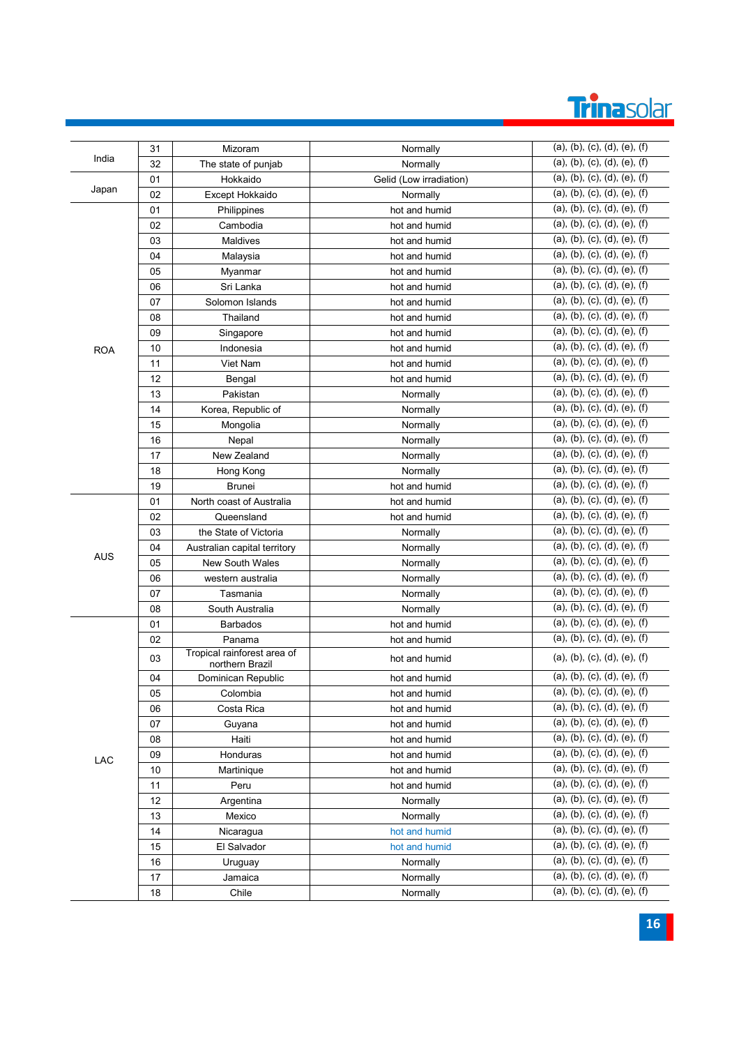| | | | | |
|---|---|---|---|---|
| India | 31 | Mizoram | Normally | (a), (b), (c), (d), (e), (f) |
| | 32 | The state of punjab | Normally | (a), (b), (c), (d), (e), (f) |
| Japan | 01 | Hokkaido | Gelid (Low irradiation) | (a), (b), (c), (d), (e), (f) |
| | 02 | Except Hokkaido | Normally | (a), (b), (c), (d), (e), (f) |
| ROA | 01 | Philippines | hot and humid | (a), (b), (c), (d), (e), (f) |
| | 02 | Cambodia | hot and humid | (a), (b), (c), (d), (e), (f) |
| | 03 | Maldives | hot and humid | (a), (b), (c), (d), (e), (f) |
| | 04 | Malaysia | hot and humid | (a), (b), (c), (d), (e), (f) |
| | 05 | Myanmar | hot and humid | (a), (b), (c), (d), (e), (f) |
| | 06 | Sri Lanka | hot and humid | (a), (b), (c), (d), (e), (f) |
| | 07 | Solomon Islands | hot and humid | (a), (b), (c), (d), (e), (f) |
| | 08 | Thailand | hot and humid | (a), (b), (c), (d), (e), (f) |
| | 09 | Singapore | hot and humid | (a), (b), (c), (d), (e), (f) |
| | 10 | Indonesia | hot and humid | (a), (b), (c), (d), (e), (f) |
| | 11 | Viet Nam | hot and humid | (a), (b), (c), (d), (e), (f) |
| | 12 | Bengal | hot and humid | (a), (b), (c), (d), (e), (f) |
| | 13 | Pakistan | Normally | (a), (b), (c), (d), (e), (f) |
| | 14 | Korea, Republic of | Normally | (a), (b), (c), (d), (e), (f) |
| | 15 | Mongolia | Normally | (a), (b), (c), (d), (e), (f) |
| | 16 | Nepal | Normally | (a), (b), (c), (d), (e), (f) |
| | 17 | New Zealand | Normally | (a), (b), (c), (d), (e), (f) |
| | 18 | Hong Kong | Normally | (a), (b), (c), (d), (e), (f) |
| | 19 | Brunei | hot and humid | (a), (b), (c), (d), (e), (f) |
| AUS | 01 | North coast of Australia | hot and humid | (a), (b), (c), (d), (e), (f) |
| | 02 | Queensland | hot and humid | (a), (b), (c), (d), (e), (f) |
| | 03 | the State of Victoria | Normally | (a), (b), (c), (d), (e), (f) |
| | 04 | Australian capital territory | Normally | (a), (b), (c), (d), (e), (f) |
| | 05 | New South Wales | Normally | (a), (b), (c), (d), (e), (f) |
| | 06 | western australia | Normally | (a), (b), (c), (d), (e), (f) |
| | 07 | Tasmania | Normally | (a), (b), (c), (d), (e), (f) |
| | 08 | South Australia | Normally | (a), (b), (c), (d), (e), (f) |
| LAC | 01 | Barbados | hot and humid | (a), (b), (c), (d), (e), (f) |
| | 02 | Panama | hot and humid | (a), (b), (c), (d), (e), (f) |
| | 03 | Tropical rainforest area of northern Brazil | hot and humid | (a), (b), (c), (d), (e), (f) |
| | 04 | Dominican Republic | hot and humid | (a), (b), (c), (d), (e), (f) |
| | 05 | Colombia | hot and humid | (a), (b), (c), (d), (e), (f) |
| | 06 | Costa Rica | hot and humid | (a), (b), (c), (d), (e), (f) |
| | 07 | Guyana | hot and humid | (a), (b), (c), (d), (e), (f) |
| | 08 | Haiti | hot and humid | (a), (b), (c), (d), (e), (f) |
| | 09 | Honduras | hot and humid | (a), (b), (c), (d), (e), (f) |
| | 10 | Martinique | hot and humid | (a), (b), (c), (d), (e), (f) |
| | 11 | Peru | hot and humid | (a), (b), (c), (d), (e), (f) |
| | 12 | Argentina | Normally | (a), (b), (c), (d), (e), (f) |
| | 13 | Mexico | Normally | (a), (b), (c), (d), (e), (f) |
| | 14 | Nicaragua | hot and humid | (a), (b), (c), (d), (e), (f) |
| | 15 | El Salvador | hot and humid | (a), (b), (c), (d), (e), (f) |
| | 16 | Uruguay | Normally | (a), (b), (c), (d), (e), (f) |
| | 17 | Jamaica | Normally | (a), (b), (c), (d), (e), (f) |
| | 18 | Chile | Normally | (a), (b), (c), (d), (e), (f) |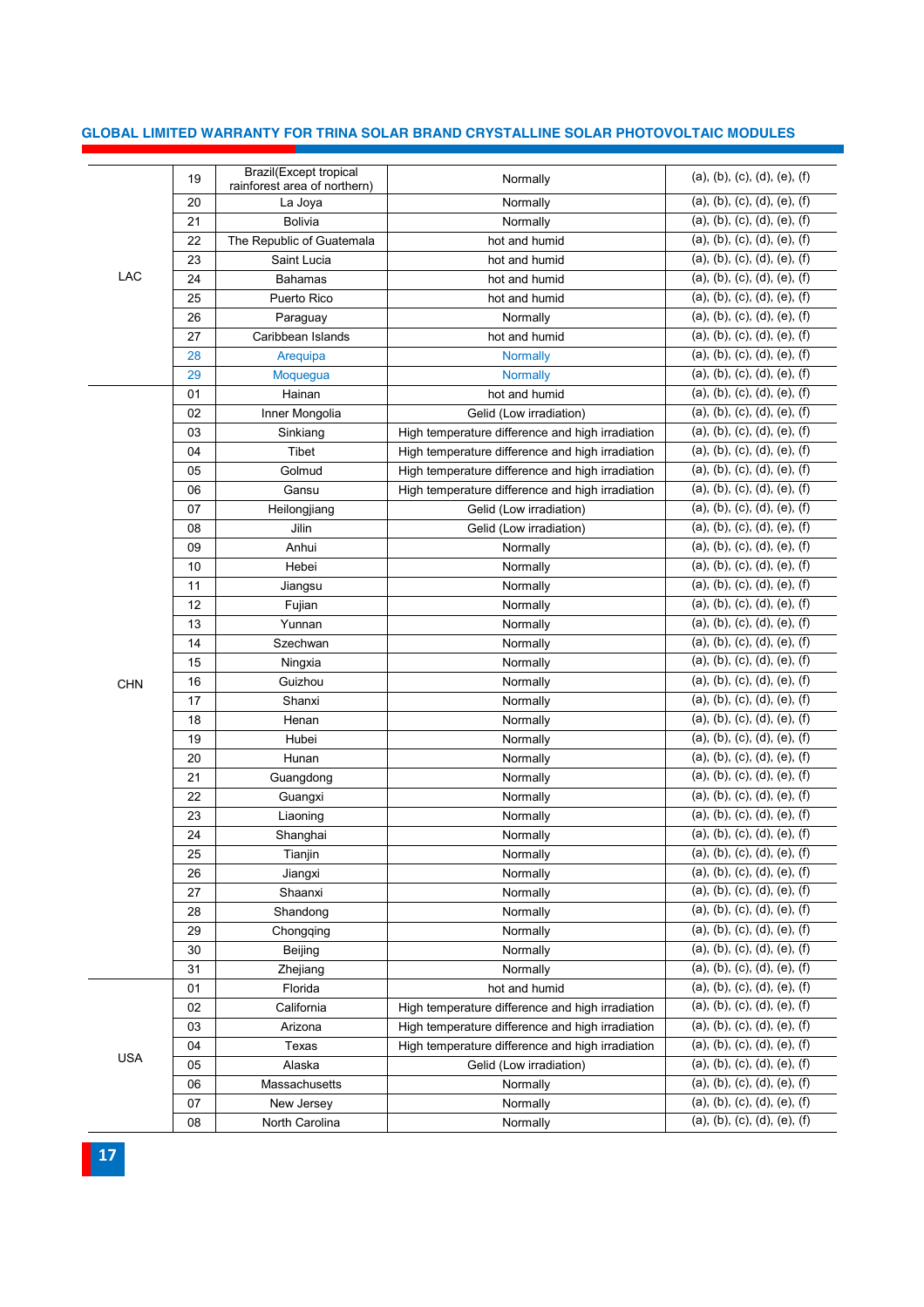| | | | | |
|---|---|---|---|---|
| LAC | 19 | Brazil(Except tropical rainforest area of northern) | Normally | (a), (b), (c), (d), (e), (f) |
| | 20 | La Joya | Normally | (a), (b), (c), (d), (e), (f) |
| | 21 | Bolivia | Normally | (a), (b), (c), (d), (e), (f) |
| | 22 | The Republic of Guatemala | hot and humid | (a), (b), (c), (d), (e), (f) |
| | 23 | Saint Lucia | hot and humid | (a), (b), (c), (d), (e), (f) |
| | 24 | Bahamas | hot and humid | (a), (b), (c), (d), (e), (f) |
| | 25 | Puerto Rico | hot and humid | (a), (b), (c), (d), (e), (f) |
| | 26 | Paraguay | Normally | (a), (b), (c), (d), (e), (f) |
| | 27 | Caribbean Islands | hot and humid | (a), (b), (c), (d), (e), (f) |
| | 28 | Arequipa | Normally | (a), (b), (c), (d), (e), (f) |
| | 29 | Moquegua | Normally | (a), (b), (c), (d), (e), (f) |
| CHN | 01 | Hainan | hot and humid | (a), (b), (c), (d), (e), (f) |
| | 02 | Inner Mongolia | Gelid (Low irradiation) | (a), (b), (c), (d), (e), (f) |
| | 03 | Sinkiang | High temperature difference and high irradiation | (a), (b), (c), (d), (e), (f) |
| | 04 | Tibet | High temperature difference and high irradiation | (a), (b), (c), (d), (e), (f) |
| | 05 | Golmud | High temperature difference and high irradiation | (a), (b), (c), (d), (e), (f) |
| | 06 | Gansu | High temperature difference and high irradiation | (a), (b), (c), (d), (e), (f) |
| | 07 | Heilongjiang | Gelid (Low irradiation) | (a), (b), (c), (d), (e), (f) |
| | 08 | Jilin | Gelid (Low irradiation) | (a), (b), (c), (d), (e), (f) |
| | 09 | Anhui | Normally | (a), (b), (c), (d), (e), (f) |
| | 10 | Hebei | Normally | (a), (b), (c), (d), (e), (f) |
| | 11 | Jiangsu | Normally | (a), (b), (c), (d), (e), (f) |
| | 12 | Fujian | Normally | (a), (b), (c), (d), (e), (f) |
| | 13 | Yunnan | Normally | (a), (b), (c), (d), (e), (f) |
| | 14 | Szechwan | Normally | (a), (b), (c), (d), (e), (f) |
| | 15 | Ningxia | Normally | (a), (b), (c), (d), (e), (f) |
| | 16 | Guizhou | Normally | (a), (b), (c), (d), (e), (f) |
| | 17 | Shanxi | Normally | (a), (b), (c), (d), (e), (f) |
| | 18 | Henan | Normally | (a), (b), (c), (d), (e), (f) |
| | 19 | Hubei | Normally | (a), (b), (c), (d), (e), (f) |
| | 20 | Hunan | Normally | (a), (b), (c), (d), (e), (f) |
| | 21 | Guangdong | Normally | (a), (b), (c), (d), (e), (f) |
| | 22 | Guangxi | Normally | (a), (b), (c), (d), (e), (f) |
| | 23 | Liaoning | Normally | (a), (b), (c), (d), (e), (f) |
| | 24 | Shanghai | Normally | (a), (b), (c), (d), (e), (f) |
| | 25 | Tianjin | Normally | (a), (b), (c), (d), (e), (f) |
| | 26 | Jiangxi | Normally | (a), (b), (c), (d), (e), (f) |
| | 27 | Shaanxi | Normally | (a), (b), (c), (d), (e), (f) |
| | 28 | Shandong | Normally | (a), (b), (c), (d), (e), (f) |
| | 29 | Chongqing | Normally | (a), (b), (c), (d), (e), (f) |
| | 30 | Beijing | Normally | (a), (b), (c), (d), (e), (f) |
| | 31 | Zhejiang | Normally | (a), (b), (c), (d), (e), (f) |
| USA | 01 | Florida | hot and humid | (a), (b), (c), (d), (e), (f) |
| | 02 | California | High temperature difference and high irradiation | (a), (b), (c), (d), (e), (f) |
| | 03 | Arizona | High temperature difference and high irradiation | (a), (b), (c), (d), (e), (f) |
| | 04 | Texas | High temperature difference and high irradiation | (a), (b), (c), (d), (e), (f) |
| | 05 | Alaska | Gelid (Low irradiation) | (a), (b), (c), (d), (e), (f) |
| | 06 | Massachusetts | Normally | (a), (b), (c), (d), (e), (f) |
| | 07 | New Jersey | Normally | (a), (b), (c), (d), (e), (f) |
| | 08 | North Carolina | Normally | (a), (b), (c), (d), (e), (f) |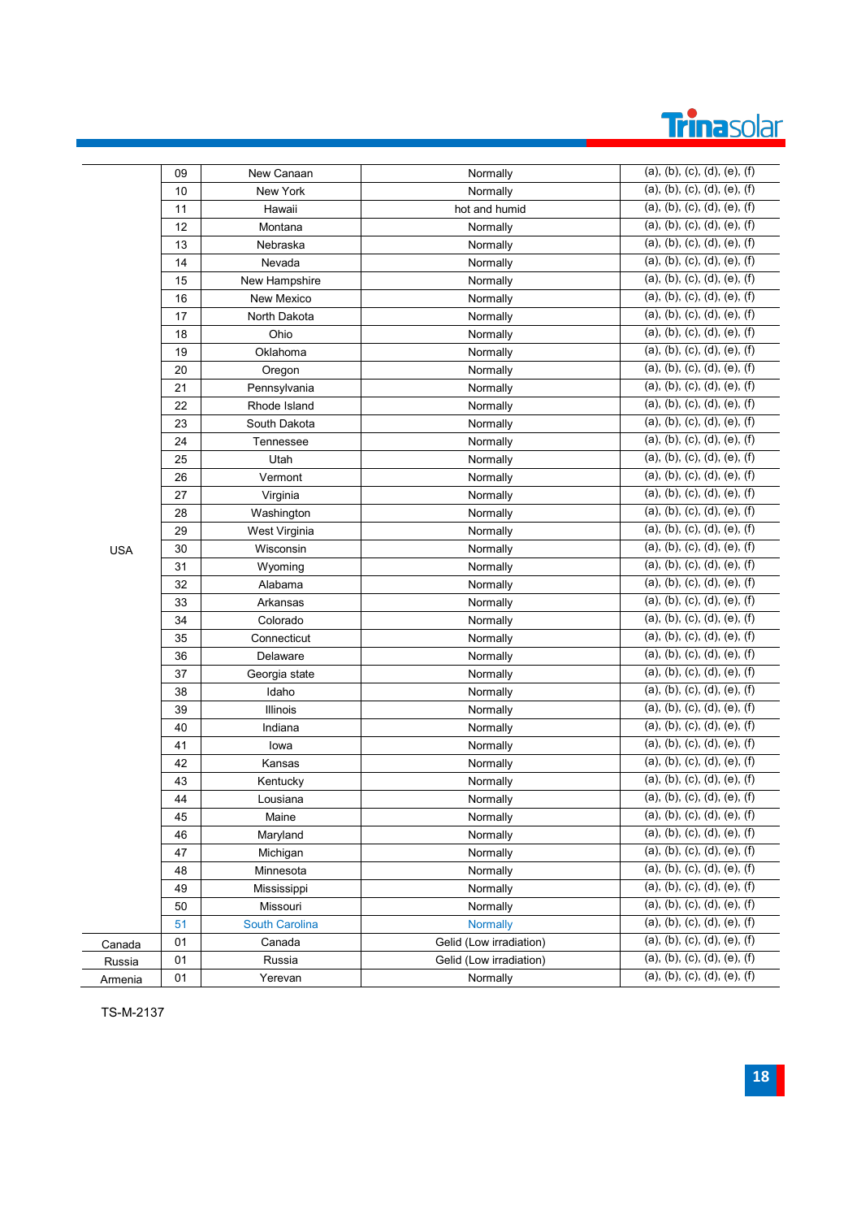| | | | | |
|---|---|---|---|---|
| USA | 09 | New Canaan | Normally | (a), (b), (c), (d), (e), (f) |
| | 10 | New York | Normally | (a), (b), (c), (d), (e), (f) |
| | 11 | Hawaii | hot and humid | (a), (b), (c), (d), (e), (f) |
| | 12 | Montana | Normally | (a), (b), (c), (d), (e), (f) |
| | 13 | Nebraska | Normally | (a), (b), (c), (d), (e), (f) |
| | 14 | Nevada | Normally | (a), (b), (c), (d), (e), (f) |
| | 15 | New Hampshire | Normally | (a), (b), (c), (d), (e), (f) |
| | 16 | New Mexico | Normally | (a), (b), (c), (d), (e), (f) |
| | 17 | North Dakota | Normally | (a), (b), (c), (d), (e), (f) |
| | 18 | Ohio | Normally | (a), (b), (c), (d), (e), (f) |
| | 19 | Oklahoma | Normally | (a), (b), (c), (d), (e), (f) |
| | 20 | Oregon | Normally | (a), (b), (c), (d), (e), (f) |
| | 21 | Pennsylvania | Normally | (a), (b), (c), (d), (e), (f) |
| | 22 | Rhode Island | Normally | (a), (b), (c), (d), (e), (f) |
| | 23 | South Dakota | Normally | (a), (b), (c), (d), (e), (f) |
| | 24 | Tennessee | Normally | (a), (b), (c), (d), (e), (f) |
| | 25 | Utah | Normally | (a), (b), (c), (d), (e), (f) |
| | 26 | Vermont | Normally | (a), (b), (c), (d), (e), (f) |
| | 27 | Virginia | Normally | (a), (b), (c), (d), (e), (f) |
| | 28 | Washington | Normally | (a), (b), (c), (d), (e), (f) |
| | 29 | West Virginia | Normally | (a), (b), (c), (d), (e), (f) |
| | 30 | Wisconsin | Normally | (a), (b), (c), (d), (e), (f) |
| | 31 | Wyoming | Normally | (a), (b), (c), (d), (e), (f) |
| | 32 | Alabama | Normally | (a), (b), (c), (d), (e), (f) |
| | 33 | Arkansas | Normally | (a), (b), (c), (d), (e), (f) |
| | 34 | Colorado | Normally | (a), (b), (c), (d), (e), (f) |
| | 35 | Connecticut | Normally | (a), (b), (c), (d), (e), (f) |
| | 36 | Delaware | Normally | (a), (b), (c), (d), (e), (f) |
| | 37 | Georgia state | Normally | (a), (b), (c), (d), (e), (f) |
| | 38 | Idaho | Normally | (a), (b), (c), (d), (e), (f) |
| | 39 | Illinois | Normally | (a), (b), (c), (d), (e), (f) |
| | 40 | Indiana | Normally | (a), (b), (c), (d), (e), (f) |
| | 41 | Iowa | Normally | (a), (b), (c), (d), (e), (f) |
| | 42 | Kansas | Normally | (a), (b), (c), (d), (e), (f) |
| | 43 | Kentucky | Normally | (a), (b), (c), (d), (e), (f) |
| | 44 | Lousiana | Normally | (a), (b), (c), (d), (e), (f) |
| | 45 | Maine | Normally | (a), (b), (c), (d), (e), (f) |
| | 46 | Maryland | Normally | (a), (b), (c), (d), (e), (f) |
| | 47 | Michigan | Normally | (a), (b), (c), (d), (e), (f) |
| | 48 | Minnesota | Normally | (a), (b), (c), (d), (e), (f) |
| | 49 | Mississippi | Normally | (a), (b), (c), (d), (e), (f) |
| | 50 | Missouri | Normally | (a), (b), (c), (d), (e), (f) |
| | 51 | South Carolina | Normally | (a), (b), (c), (d), (e), (f) |
| Canada | 01 | Canada | Gelid (Low irradiation) | (a), (b), (c), (d), (e), (f) |
| Russia | 01 | Russia | Gelid (Low irradiation) | (a), (b), (c), (d), (e), (f) |
| Armenia | 01 | Yerevan | Normally | (a), (b), (c), (d), (e), (f) |

TS-M-2137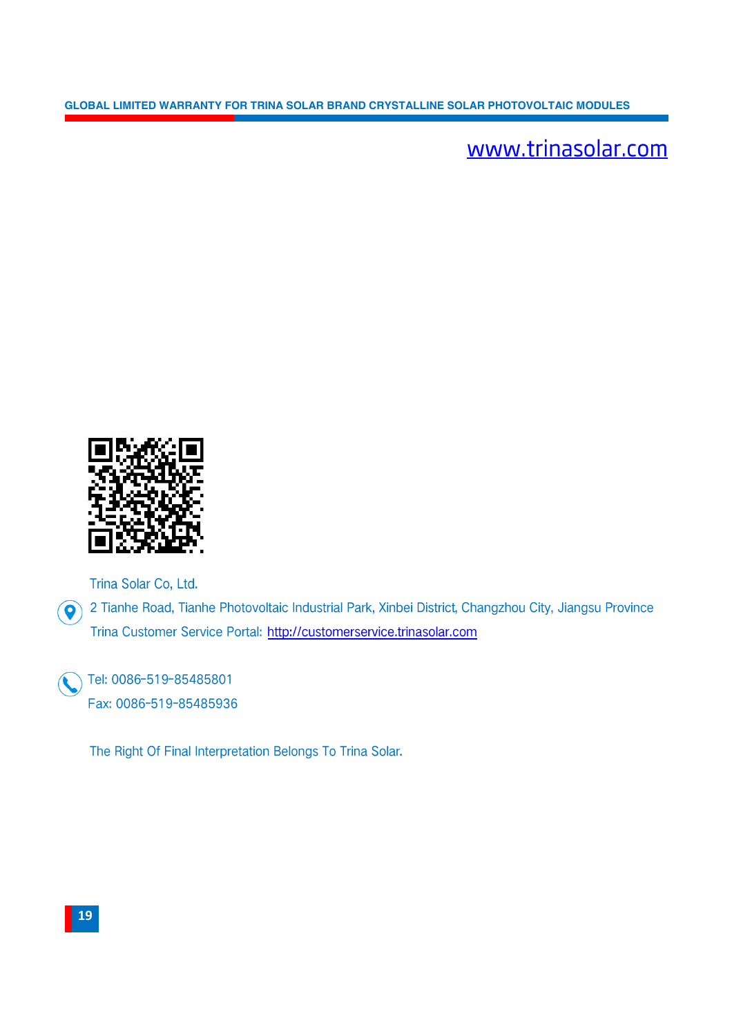www.trinasolar.com

Trina Solar Co, Ltd.

2 Tianhe Road, Tianhe Photovoltaic Industrial Park, Xinbei District, Changzhou City, Jiangsu Province

Trina Customer Service Portal: http://customerservice.trinasolar.com

Tel: 0086-519-85485801

Fax: 0086-519-85485936

The Right Of Final Interpretation Belongs To Trina Solar.